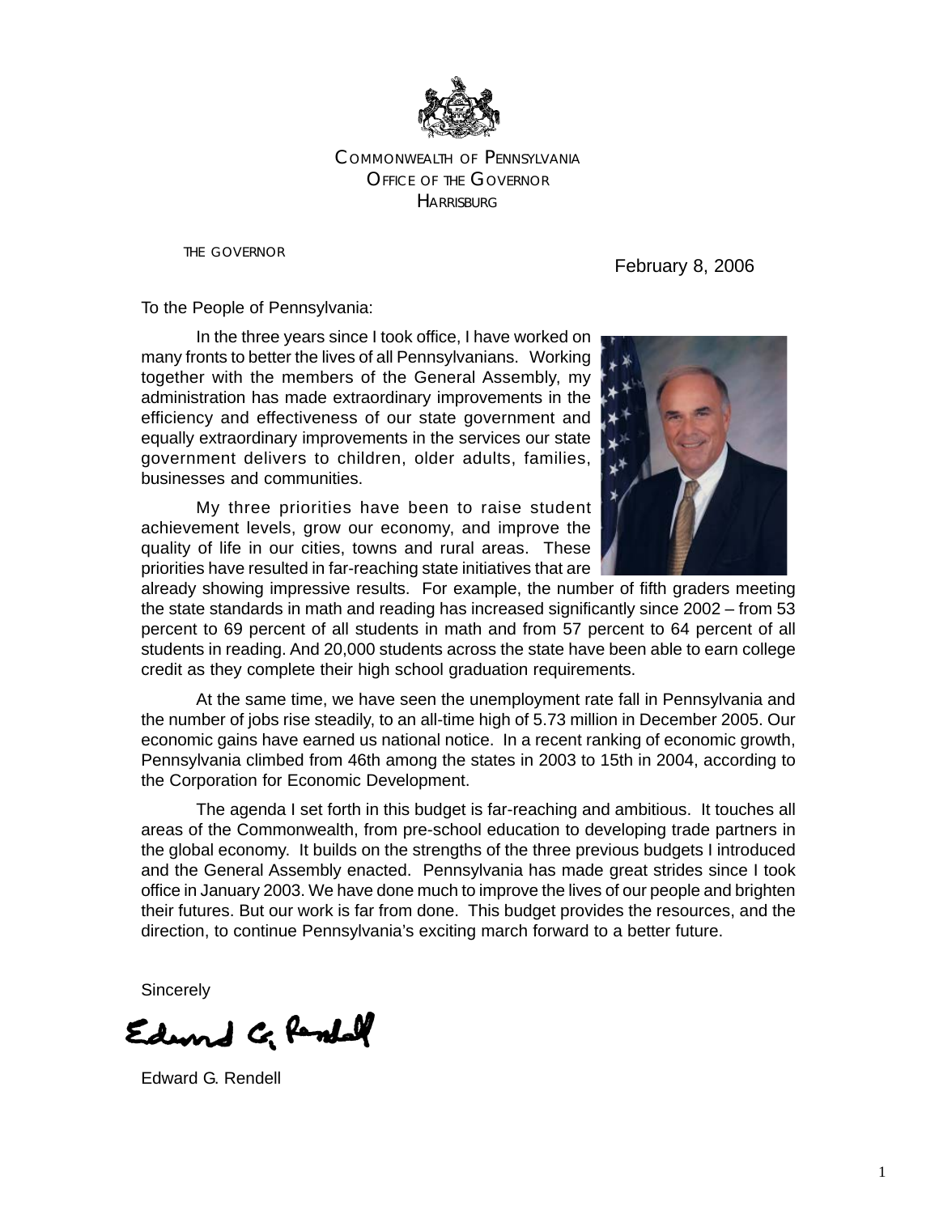COMMONWEALTH OF PENNSYLVANIA
OFFICE OF THE GOVERNOR
HARRISBURG

THE GOVERNOR

February 8, 2006

To the People of Pennsylvania:

In the three years since I took office, I have worked on many fronts to better the lives of all Pennsylvanians. Working together with the members of the General Assembly, my administration has made extraordinary improvements in the efficiency and effectiveness of our state government and equally extraordinary improvements in the services our state government delivers to children, older adults, families, businesses and communities.

My three priorities have been to raise student achievement levels, grow our economy, and improve the quality of life in our cities, towns and rural areas. These priorities have resulted in far-reaching state initiatives that are already showing impressive results. For example, the number of fifth graders meeting the state standards in math and reading has increased significantly since 2002 – from 53 percent to 69 percent of all students in math and from 57 percent to 64 percent of all students in reading. And 20,000 students across the state have been able to earn college credit as they complete their high school graduation requirements.

At the same time, we have seen the unemployment rate fall in Pennsylvania and the number of jobs rise steadily, to an all-time high of 5.73 million in December 2005. Our economic gains have earned us national notice. In a recent ranking of economic growth, Pennsylvania climbed from 46th among the states in 2003 to 15th in 2004, according to the Corporation for Economic Development.

The agenda I set forth in this budget is far-reaching and ambitious. It touches all areas of the Commonwealth, from pre-school education to developing trade partners in the global economy. It builds on the strengths of the three previous budgets I introduced and the General Assembly enacted. Pennsylvania has made great strides since I took office in January 2003. We have done much to improve the lives of our people and brighten their futures. But our work is far from done. This budget provides the resources, and the direction, to continue Pennsylvania's exciting march forward to a better future.

Sincerely

Edward G. Rendell

Edward G. Rendell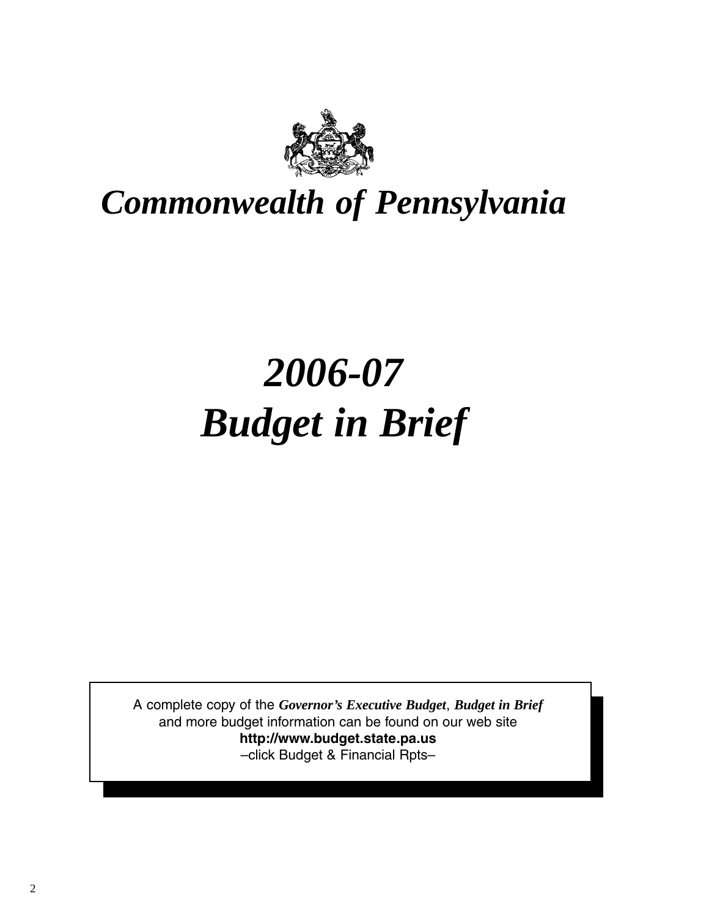# *Commonwealth of Pennsylvania*

# *2006-07*
# *Budget in Brief*

A complete copy of the ***Governor's Executive Budget***, ***Budget in Brief*** and more budget information can be found on our web site
**http://www.budget.state.pa.us**
–click Budget & Financial Rpts–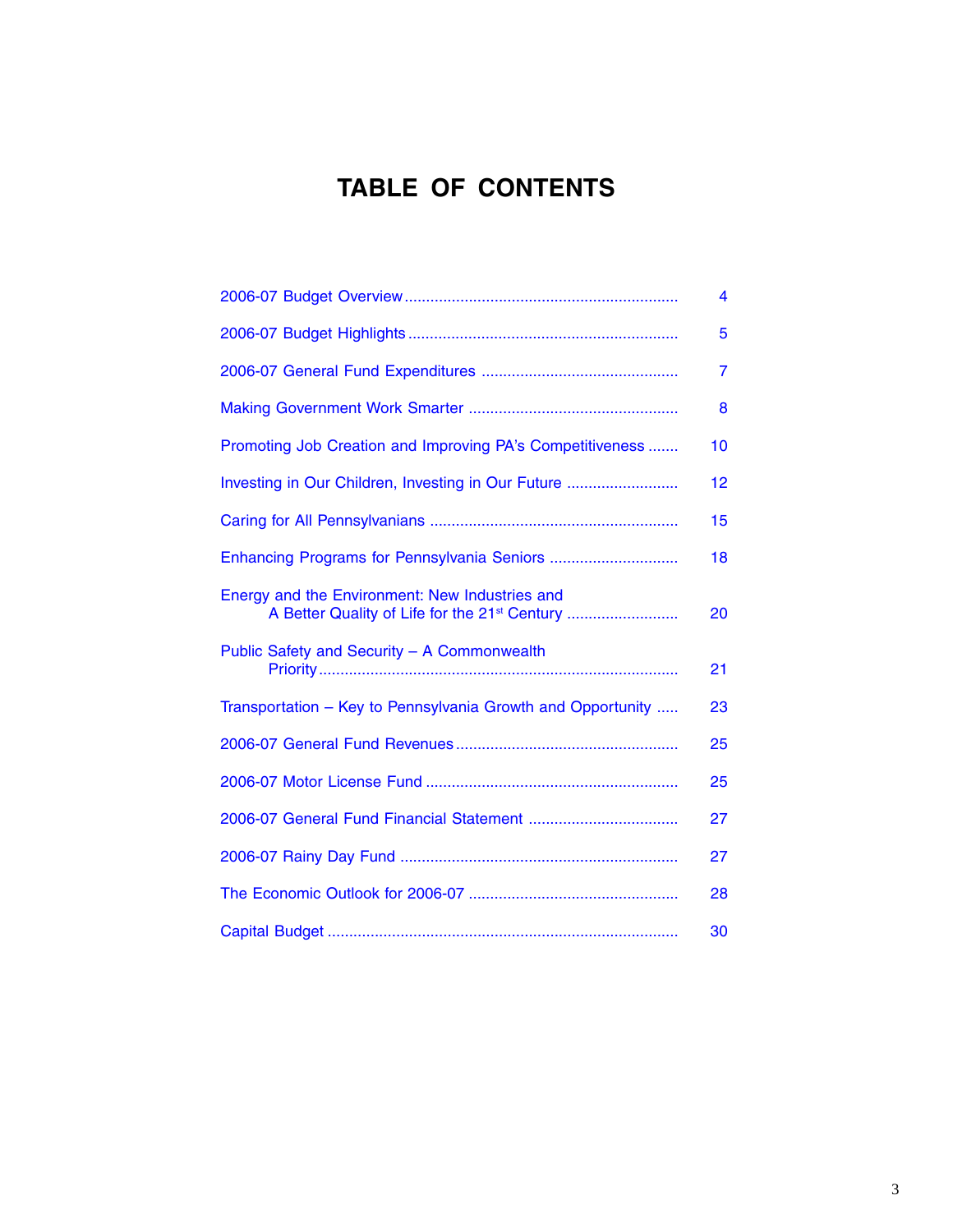# TABLE OF CONTENTS

| | |
|---|---|
| 2006-07 Budget Overview | 4 |
| 2006-07 Budget Highlights | 5 |
| 2006-07 General Fund Expenditures | 7 |
| Making Government Work Smarter | 8 |
| Promoting Job Creation and Improving PA's Competitiveness | 10 |
| Investing in Our Children, Investing in Our Future | 12 |
| Caring for All Pennsylvanians | 15 |
| Enhancing Programs for Pennsylvania Seniors | 18 |
| Energy and the Environment: New Industries and A Better Quality of Life for the 21st Century | 20 |
| Public Safety and Security – A Commonwealth Priority | 21 |
| Transportation – Key to Pennsylvania Growth and Opportunity | 23 |
| 2006-07 General Fund Revenues | 25 |
| 2006-07 Motor License Fund | 25 |
| 2006-07 General Fund Financial Statement | 27 |
| 2006-07 Rainy Day Fund | 27 |
| The Economic Outlook for 2006-07 | 28 |
| Capital Budget | 30 |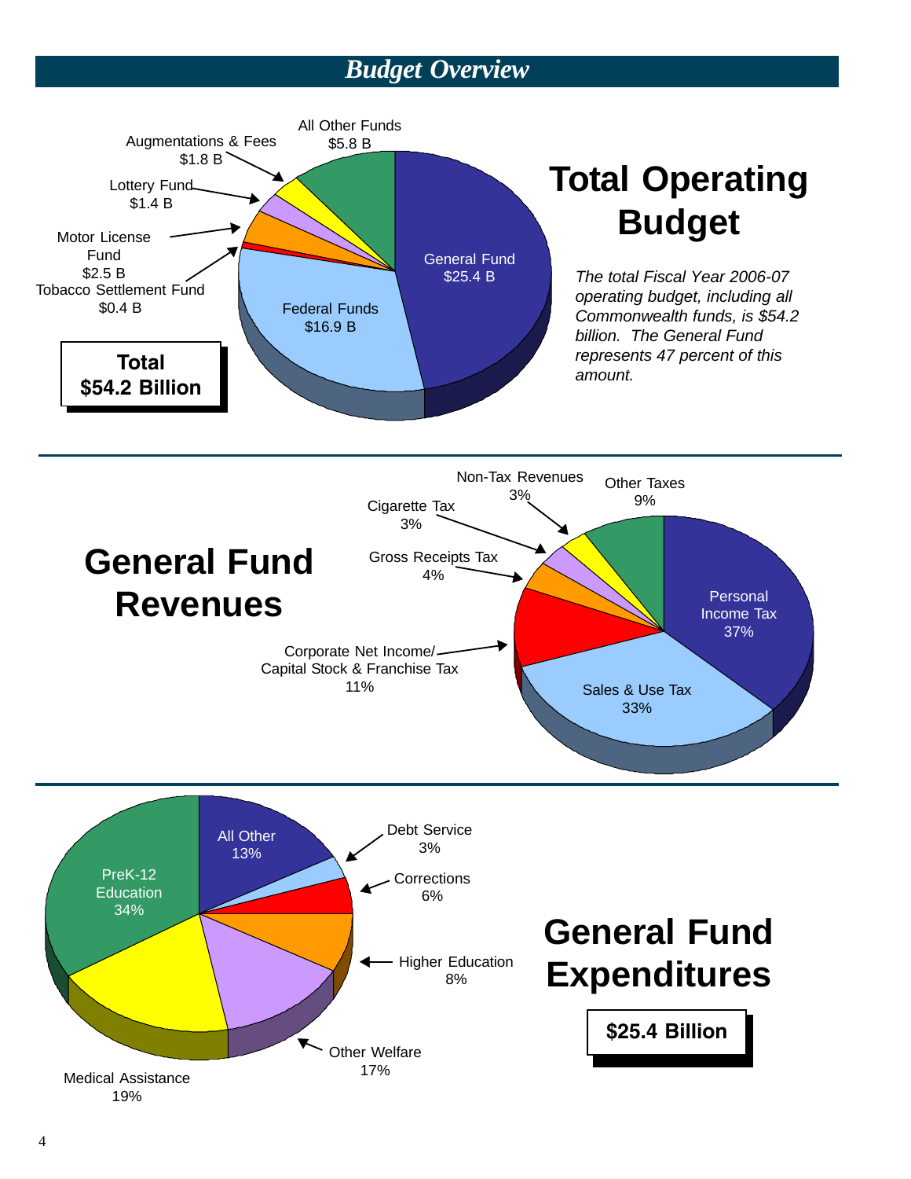# Budget Overview

## Total Operating Budget

*The total Fiscal Year 2006-07 operating budget, including all Commonwealth funds, is $54.2 billion. The General Fund represents 47 percent of this amount.*

**Total $54.2 Billion**

| Fund | Amount |
|---|---|
| General Fund | $25.4 B |
| Federal Funds | $16.9 B |
| Tobacco Settlement Fund | $0.4 B |
| Motor License Fund | $2.5 B |
| Lottery Fund | $1.4 B |
| Augmentations & Fees | $1.8 B |
| All Other Funds | $5.8 B |

## General Fund Revenues

| Source | Percent |
|---|---|
| Personal Income Tax | 37% |
| Sales & Use Tax | 33% |
| Corporate Net Income/ Capital Stock & Franchise Tax | 11% |
| Gross Receipts Tax | 4% |
| Cigarette Tax | 3% |
| Non-Tax Revenues | 3% |
| Other Taxes | 9% |

## General Fund Expenditures

**$25.4 Billion**

| Category | Percent |
|---|---|
| All Other | 13% |
| Debt Service | 3% |
| Corrections | 6% |
| Higher Education | 8% |
| Other Welfare | 17% |
| Medical Assistance | 19% |
| PreK-12 Education | 34% |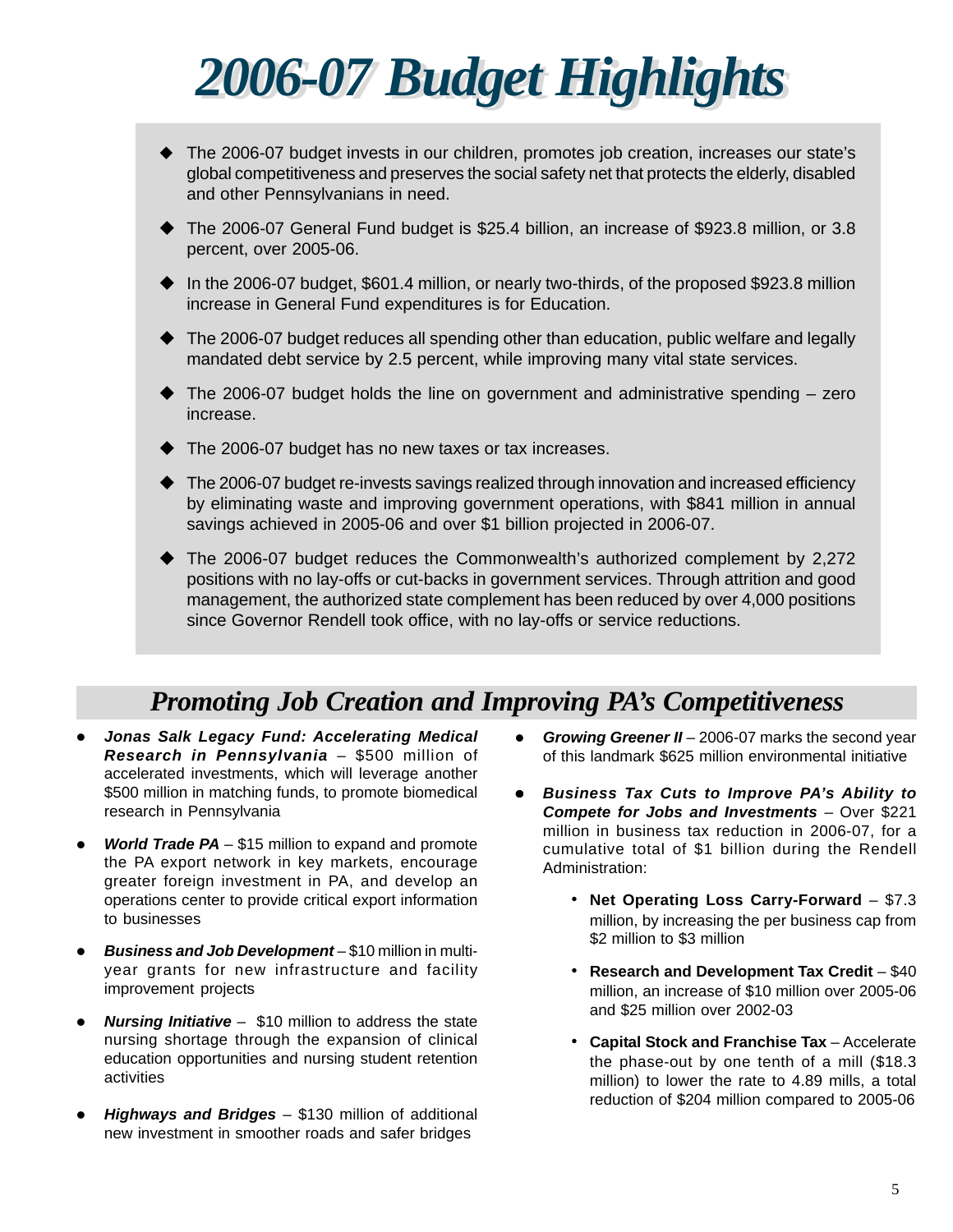# 2006-07 Budget Highlights

- The 2006-07 budget invests in our children, promotes job creation, increases our state's global competitiveness and preserves the social safety net that protects the elderly, disabled and other Pennsylvanians in need.
- The 2006-07 General Fund budget is $25.4 billion, an increase of $923.8 million, or 3.8 percent, over 2005-06.
- In the 2006-07 budget, $601.4 million, or nearly two-thirds, of the proposed $923.8 million increase in General Fund expenditures is for Education.
- The 2006-07 budget reduces all spending other than education, public welfare and legally mandated debt service by 2.5 percent, while improving many vital state services.
- The 2006-07 budget holds the line on government and administrative spending – zero increase.
- The 2006-07 budget has no new taxes or tax increases.
- The 2006-07 budget re-invests savings realized through innovation and increased efficiency by eliminating waste and improving government operations, with $841 million in annual savings achieved in 2005-06 and over $1 billion projected in 2006-07.
- The 2006-07 budget reduces the Commonwealth's authorized complement by 2,272 positions with no lay-offs or cut-backs in government services. Through attrition and good management, the authorized state complement has been reduced by over 4,000 positions since Governor Rendell took office, with no lay-offs or service reductions.

## Promoting Job Creation and Improving PA's Competitiveness

- ***Jonas Salk Legacy Fund: Accelerating Medical Research in Pennsylvania*** – $500 million of accelerated investments, which will leverage another $500 million in matching funds, to promote biomedical research in Pennsylvania
- ***World Trade PA*** – $15 million to expand and promote the PA export network in key markets, encourage greater foreign investment in PA, and develop an operations center to provide critical export information to businesses
- ***Business and Job Development*** – $10 million in multi-year grants for new infrastructure and facility improvement projects
- ***Nursing Initiative*** – $10 million to address the state nursing shortage through the expansion of clinical education opportunities and nursing student retention activities
- ***Highways and Bridges*** – $130 million of additional new investment in smoother roads and safer bridges
- ***Growing Greener II*** – 2006-07 marks the second year of this landmark $625 million environmental initiative
- ***Business Tax Cuts to Improve PA's Ability to Compete for Jobs and Investments*** – Over $221 million in business tax reduction in 2006-07, for a cumulative total of $1 billion during the Rendell Administration:
  - **Net Operating Loss Carry-Forward** – $7.3 million, by increasing the per business cap from $2 million to $3 million
  - **Research and Development Tax Credit** – $40 million, an increase of $10 million over 2005-06 and $25 million over 2002-03
  - **Capital Stock and Franchise Tax** – Accelerate the phase-out by one tenth of a mill ($18.3 million) to lower the rate to 4.89 mills, a total reduction of $204 million compared to 2005-06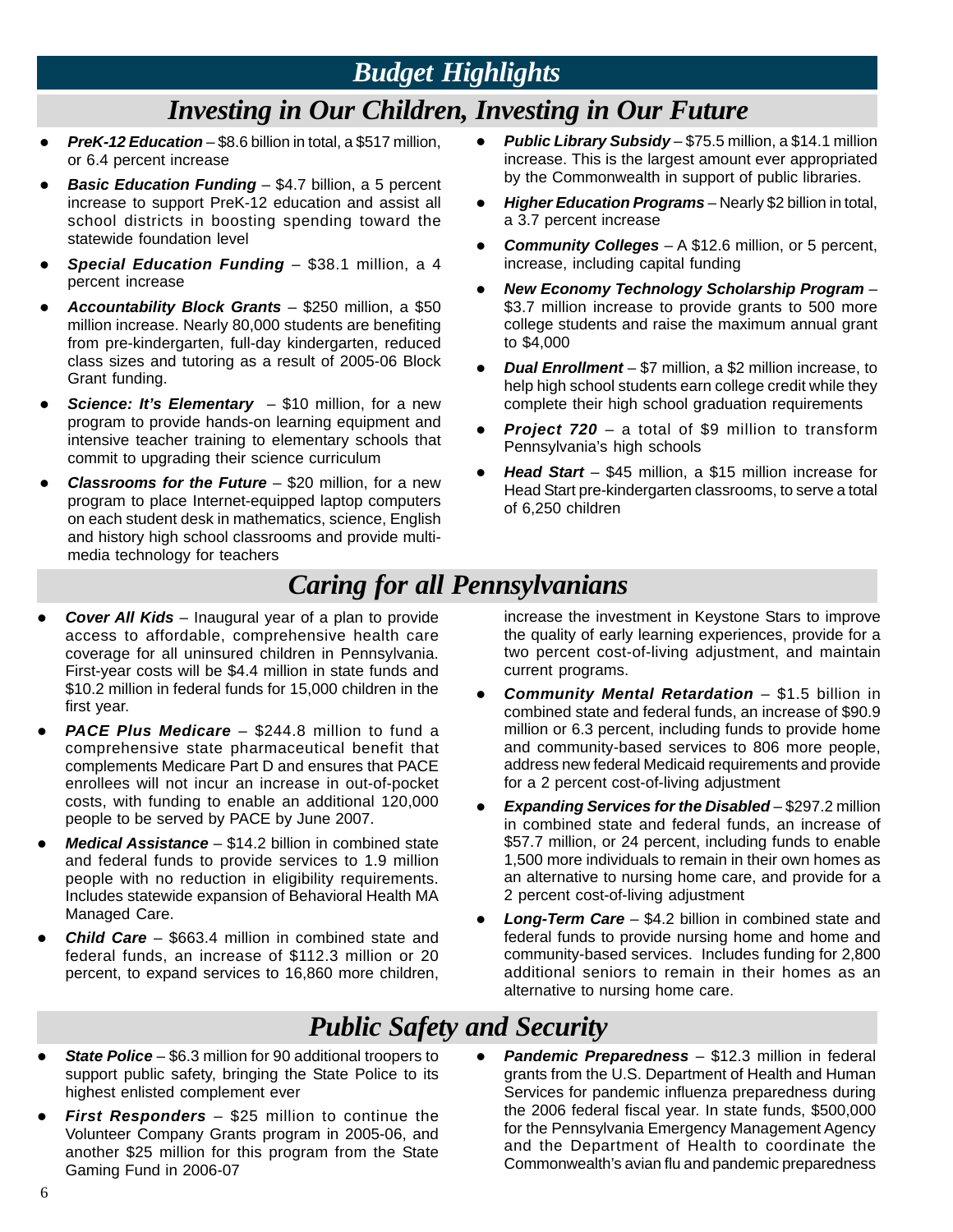# Budget Highlights

## Investing in Our Children, Investing in Our Future

- ***PreK-12 Education*** – $8.6 billion in total, a $517 million, or 6.4 percent increase
- ***Basic Education Funding*** – $4.7 billion, a 5 percent increase to support PreK-12 education and assist all school districts in boosting spending toward the statewide foundation level
- ***Special Education Funding*** – $38.1 million, a 4 percent increase
- ***Accountability Block Grants*** – $250 million, a $50 million increase. Nearly 80,000 students are benefiting from pre-kindergarten, full-day kindergarten, reduced class sizes and tutoring as a result of 2005-06 Block Grant funding.
- ***Science: It's Elementary*** – $10 million, for a new program to provide hands-on learning equipment and intensive teacher training to elementary schools that commit to upgrading their science curriculum
- ***Classrooms for the Future*** – $20 million, for a new program to place Internet-equipped laptop computers on each student desk in mathematics, science, English and history high school classrooms and provide multi-media technology for teachers
- ***Public Library Subsidy*** – $75.5 million, a $14.1 million increase. This is the largest amount ever appropriated by the Commonwealth in support of public libraries.
- ***Higher Education Programs*** – Nearly $2 billion in total, a 3.7 percent increase
- ***Community Colleges*** – A $12.6 million, or 5 percent, increase, including capital funding
- ***New Economy Technology Scholarship Program*** – $3.7 million increase to provide grants to 500 more college students and raise the maximum annual grant to $4,000
- ***Dual Enrollment*** – $7 million, a $2 million increase, to help high school students earn college credit while they complete their high school graduation requirements
- ***Project 720*** – a total of $9 million to transform Pennsylvania's high schools
- ***Head Start*** – $45 million, a $15 million increase for Head Start pre-kindergarten classrooms, to serve a total of 6,250 children

## Caring for all Pennsylvanians

- ***Cover All Kids*** – Inaugural year of a plan to provide access to affordable, comprehensive health care coverage for all uninsured children in Pennsylvania. First-year costs will be $4.4 million in state funds and $10.2 million in federal funds for 15,000 children in the first year.
- ***PACE Plus Medicare*** – $244.8 million to fund a comprehensive state pharmaceutical benefit that complements Medicare Part D and ensures that PACE enrollees will not incur an increase in out-of-pocket costs, with funding to enable an additional 120,000 people to be served by PACE by June 2007.
- ***Medical Assistance*** – $14.2 billion in combined state and federal funds to provide services to 1.9 million people with no reduction in eligibility requirements. Includes statewide expansion of Behavioral Health MA Managed Care.
- ***Child Care*** – $663.4 million in combined state and federal funds, an increase of $112.3 million or 20 percent, to expand services to 16,860 more children, increase the investment in Keystone Stars to improve the quality of early learning experiences, provide for a two percent cost-of-living adjustment, and maintain current programs.
- ***Community Mental Retardation*** – $1.5 billion in combined state and federal funds, an increase of $90.9 million or 6.3 percent, including funds to provide home and community-based services to 806 more people, address new federal Medicaid requirements and provide for a 2 percent cost-of-living adjustment
- ***Expanding Services for the Disabled*** – $297.2 million in combined state and federal funds, an increase of $57.7 million, or 24 percent, including funds to enable 1,500 more individuals to remain in their own homes as an alternative to nursing home care, and provide for a 2 percent cost-of-living adjustment
- ***Long-Term Care*** – $4.2 billion in combined state and federal funds to provide nursing home and home and community-based services. Includes funding for 2,800 additional seniors to remain in their homes as an alternative to nursing home care.

## Public Safety and Security

- ***State Police*** – $6.3 million for 90 additional troopers to support public safety, bringing the State Police to its highest enlisted complement ever
- ***First Responders*** – $25 million to continue the Volunteer Company Grants program in 2005-06, and another $25 million for this program from the State Gaming Fund in 2006-07
- ***Pandemic Preparedness*** – $12.3 million in federal grants from the U.S. Department of Health and Human Services for pandemic influenza preparedness during the 2006 federal fiscal year. In state funds, $500,000 for the Pennsylvania Emergency Management Agency and the Department of Health to coordinate the Commonwealth's avian flu and pandemic preparedness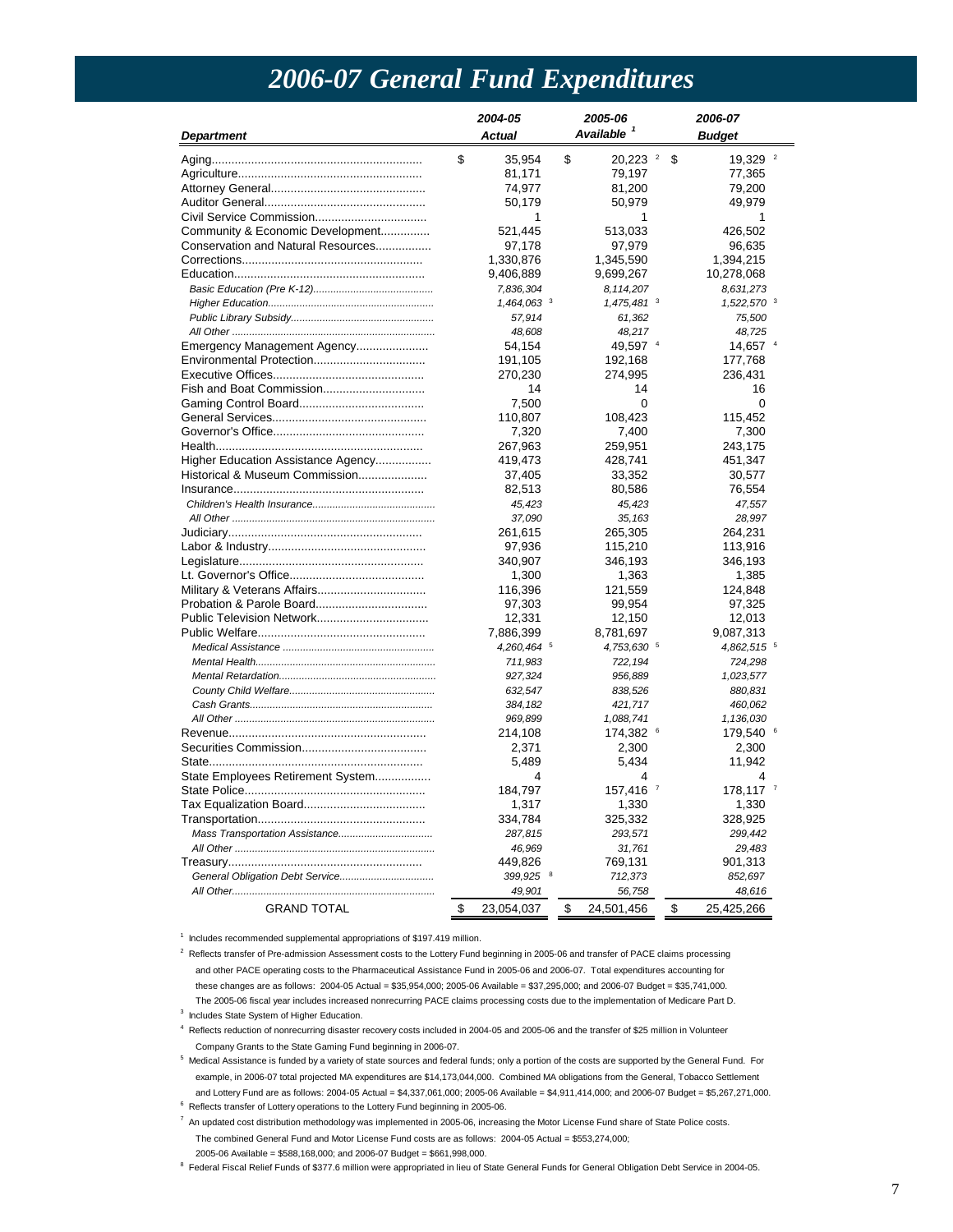# 2006-07 General Fund Expenditures

| Department | 2004-05 Actual | 2005-06 Available [1] | 2006-07 Budget |
|---|---|---|---|
| Aging | $ 35,954 | $ 20,223 [2] | $ 19,329 [2] |
| Agriculture | 81,171 | 79,197 | 77,365 |
| Attorney General | 74,977 | 81,200 | 79,200 |
| Auditor General | 50,179 | 50,979 | 49,979 |
| Civil Service Commission | 1 | 1 | 1 |
| Community & Economic Development | 521,445 | 513,033 | 426,502 |
| Conservation and Natural Resources | 97,178 | 97,979 | 96,635 |
| Corrections | 1,330,876 | 1,345,590 | 1,394,215 |
| Education | 9,406,889 | 9,699,267 | 10,278,068 |
| *Basic Education (Pre K-12)* | *7,836,304* | *8,114,207* | *8,631,273* |
| *Higher Education* | *1,464,063* [3] | *1,475,481* [3] | *1,522,570* [3] |
| *Public Library Subsidy* | *57,914* | *61,362* | *75,500* |
| *All Other* | *48,608* | *48,217* | *48,725* |
| Emergency Management Agency | 54,154 | 49,597 [4] | 14,657 [4] |
| Environmental Protection | 191,105 | 192,168 | 177,768 |
| Executive Offices | 270,230 | 274,995 | 236,431 |
| Fish and Boat Commission | 14 | 14 | 16 |
| Gaming Control Board | 7,500 | 0 | 0 |
| General Services | 110,807 | 108,423 | 115,452 |
| Governor's Office | 7,320 | 7,400 | 7,300 |
| Health | 267,963 | 259,951 | 243,175 |
| Higher Education Assistance Agency | 419,473 | 428,741 | 451,347 |
| Historical & Museum Commission | 37,405 | 33,352 | 30,577 |
| Insurance | 82,513 | 80,586 | 76,554 |
| *Children's Health Insurance* | *45,423* | *45,423* | *47,557* |
| *All Other* | *37,090* | *35,163* | *28,997* |
| Judiciary | 261,615 | 265,305 | 264,231 |
| Labor & Industry | 97,936 | 115,210 | 113,916 |
| Legislature | 340,907 | 346,193 | 346,193 |
| Lt. Governor's Office | 1,300 | 1,363 | 1,385 |
| Military & Veterans Affairs | 116,396 | 121,559 | 124,848 |
| Probation & Parole Board | 97,303 | 99,954 | 97,325 |
| Public Television Network | 12,331 | 12,150 | 12,013 |
| Public Welfare | 7,886,399 | 8,781,697 | 9,087,313 |
| *Medical Assistance* | *4,260,464* [5] | *4,753,630* [5] | *4,862,515* [5] |
| *Mental Health* | *711,983* | *722,194* | *724,298* |
| *Mental Retardation* | *927,324* | *956,889* | *1,023,577* |
| *County Child Welfare* | *632,547* | *838,526* | *880,831* |
| *Cash Grants* | *384,182* | *421,717* | *460,062* |
| *All Other* | *969,899* | *1,088,741* | *1,136,030* |
| Revenue | 214,108 | 174,382 [6] | 179,540 [6] |
| Securities Commission | 2,371 | 2,300 | 2,300 |
| State | 5,489 | 5,434 | 11,942 |
| State Employees Retirement System | 4 | 4 | 4 |
| State Police | 184,797 | 157,416 [7] | 178,117 [7] |
| Tax Equalization Board | 1,317 | 1,330 | 1,330 |
| Transportation | 334,784 | 325,332 | 328,925 |
| *Mass Transportation Assistance* | *287,815* | *293,571* | *299,442* |
| *All Other* | *46,969* | *31,761* | *29,483* |
| Treasury | 449,826 | 769,131 | 901,313 |
| *General Obligation Debt Service* | *399,925* [8] | *712,373* | *852,697* |
| *All Other* | *49,901* | *56,758* | *48,616* |
| GRAND TOTAL | $ 23,054,037 | $ 24,501,456 | $ 25,425,266 |

[1] Includes recommended supplemental appropriations of $197.419 million.

[2] Reflects transfer of Pre-admission Assessment costs to the Lottery Fund beginning in 2005-06 and transfer of PACE claims processing and other PACE operating costs to the Pharmaceutical Assistance Fund in 2005-06 and 2006-07. Total expenditures accounting for these changes are as follows: 2004-05 Actual = $35,954,000; 2005-06 Available = $37,295,000; and 2006-07 Budget = $35,741,000. The 2005-06 fiscal year includes increased nonrecurring PACE claims processing costs due to the implementation of Medicare Part D.

[3] Includes State System of Higher Education.

[4] Reflects reduction of nonrecurring disaster recovery costs included in 2004-05 and 2005-06 and the transfer of $25 million in Volunteer Company Grants to the State Gaming Fund beginning in 2006-07.

[5] Medical Assistance is funded by a variety of state sources and federal funds; only a portion of the costs are supported by the General Fund. For example, in 2006-07 total projected MA expenditures are $14,173,044,000. Combined MA obligations from the General, Tobacco Settlement and Lottery Fund are as follows: 2004-05 Actual = $4,337,061,000; 2005-06 Available = $4,911,414,000; and 2006-07 Budget = $5,267,271,000.

[6] Reflects transfer of Lottery operations to the Lottery Fund beginning in 2005-06.

[7] An updated cost distribution methodology was implemented in 2005-06, increasing the Motor License Fund share of State Police costs. The combined General Fund and Motor License Fund costs are as follows: 2004-05 Actual = $553,274,000; 2005-06 Available = $588,168,000; and 2006-07 Budget = $661,998,000.

[8] Federal Fiscal Relief Funds of $377.6 million were appropriated in lieu of State General Funds for General Obligation Debt Service in 2004-05.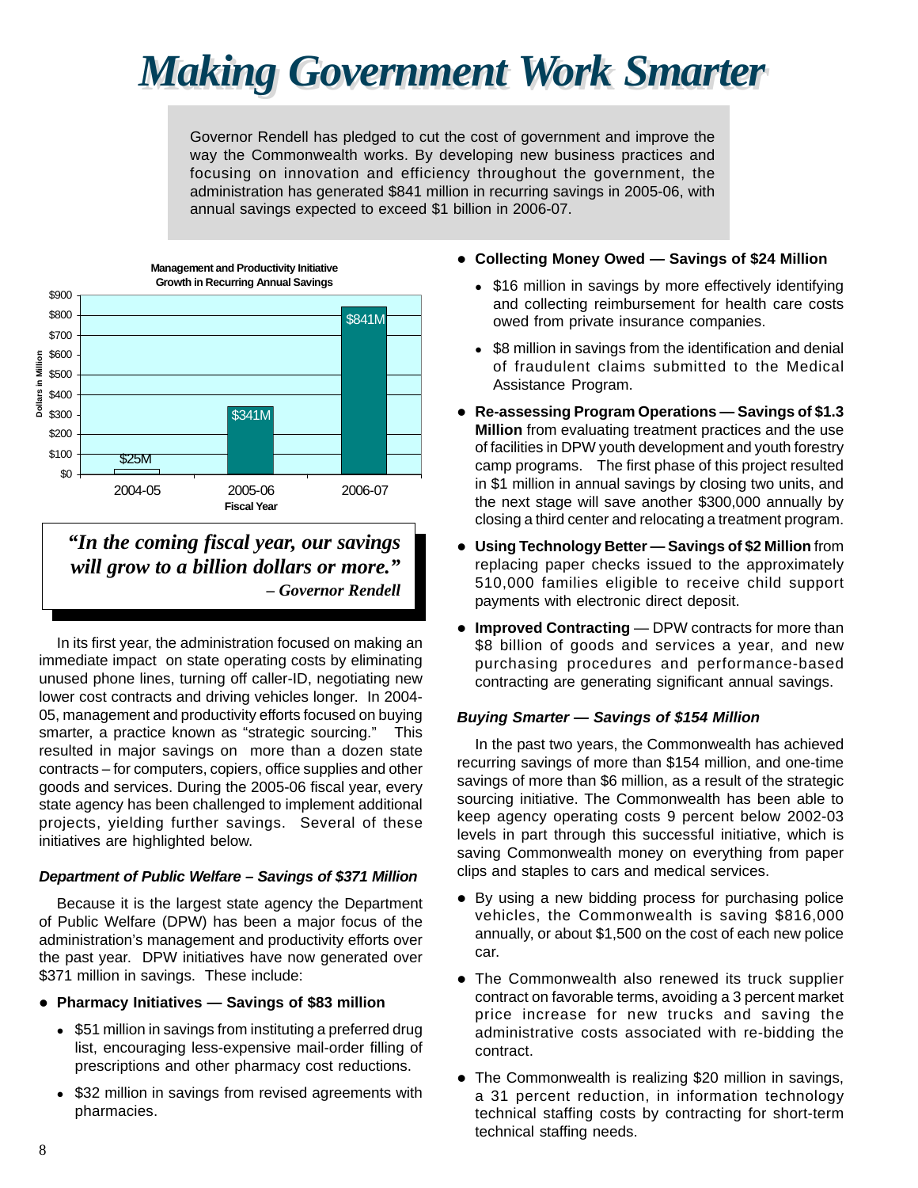# Making Government Work Smarter

Governor Rendell has pledged to cut the cost of government and improve the way the Commonwealth works. By developing new business practices and focusing on innovation and efficiency throughout the government, the administration has generated $841 million in recurring savings in 2005-06, with annual savings expected to exceed $1 billion in 2006-07.

**Management and Productivity Initiative Growth in Recurring Annual Savings**

| Fiscal Year | Dollars in Million |
|---|---|
| 2004-05 | $25M |
| 2005-06 | $341M |
| 2006-07 | $841M |

> ***"In the coming fiscal year, our savings will grow to a billion dollars or more."***
> ***– Governor Rendell***

In its first year, the administration focused on making an immediate impact on state operating costs by eliminating unused phone lines, turning off caller-ID, negotiating new lower cost contracts and driving vehicles longer. In 2004-05, management and productivity efforts focused on buying smarter, a practice known as "strategic sourcing." This resulted in major savings on more than a dozen state contracts – for computers, copiers, office supplies and other goods and services. During the 2005-06 fiscal year, every state agency has been challenged to implement additional projects, yielding further savings. Several of these initiatives are highlighted below.

### *Department of Public Welfare – Savings of $371 Million*

Because it is the largest state agency the Department of Public Welfare (DPW) has been a major focus of the administration's management and productivity efforts over the past year. DPW initiatives have now generated over $371 million in savings. These include:

- **Pharmacy Initiatives — Savings of $83 million**
  - $51 million in savings from instituting a preferred drug list, encouraging less-expensive mail-order filling of prescriptions and other pharmacy cost reductions.
  - $32 million in savings from revised agreements with pharmacies.
- **Collecting Money Owed — Savings of $24 Million**
  - $16 million in savings by more effectively identifying and collecting reimbursement for health care costs owed from private insurance companies.
  - $8 million in savings from the identification and denial of fraudulent claims submitted to the Medical Assistance Program.
- **Re-assessing Program Operations — Savings of $1.3 Million** from evaluating treatment practices and the use of facilities in DPW youth development and youth forestry camp programs. The first phase of this project resulted in $1 million in annual savings by closing two units, and the next stage will save another $300,000 annually by closing a third center and relocating a treatment program.
- **Using Technology Better — Savings of $2 Million** from replacing paper checks issued to the approximately 510,000 families eligible to receive child support payments with electronic direct deposit.
- **Improved Contracting** — DPW contracts for more than $8 billion of goods and services a year, and new purchasing procedures and performance-based contracting are generating significant annual savings.

### *Buying Smarter — Savings of $154 Million*

In the past two years, the Commonwealth has achieved recurring savings of more than $154 million, and one-time savings of more than $6 million, as a result of the strategic sourcing initiative. The Commonwealth has been able to keep agency operating costs 9 percent below 2002-03 levels in part through this successful initiative, which is saving Commonwealth money on everything from paper clips and staples to cars and medical services.

- By using a new bidding process for purchasing police vehicles, the Commonwealth is saving $816,000 annually, or about $1,500 on the cost of each new police car.
- The Commonwealth also renewed its truck supplier contract on favorable terms, avoiding a 3 percent market price increase for new trucks and saving the administrative costs associated with re-bidding the contract.
- The Commonwealth is realizing $20 million in savings, a 31 percent reduction, in information technology technical staffing costs by contracting for short-term technical staffing needs.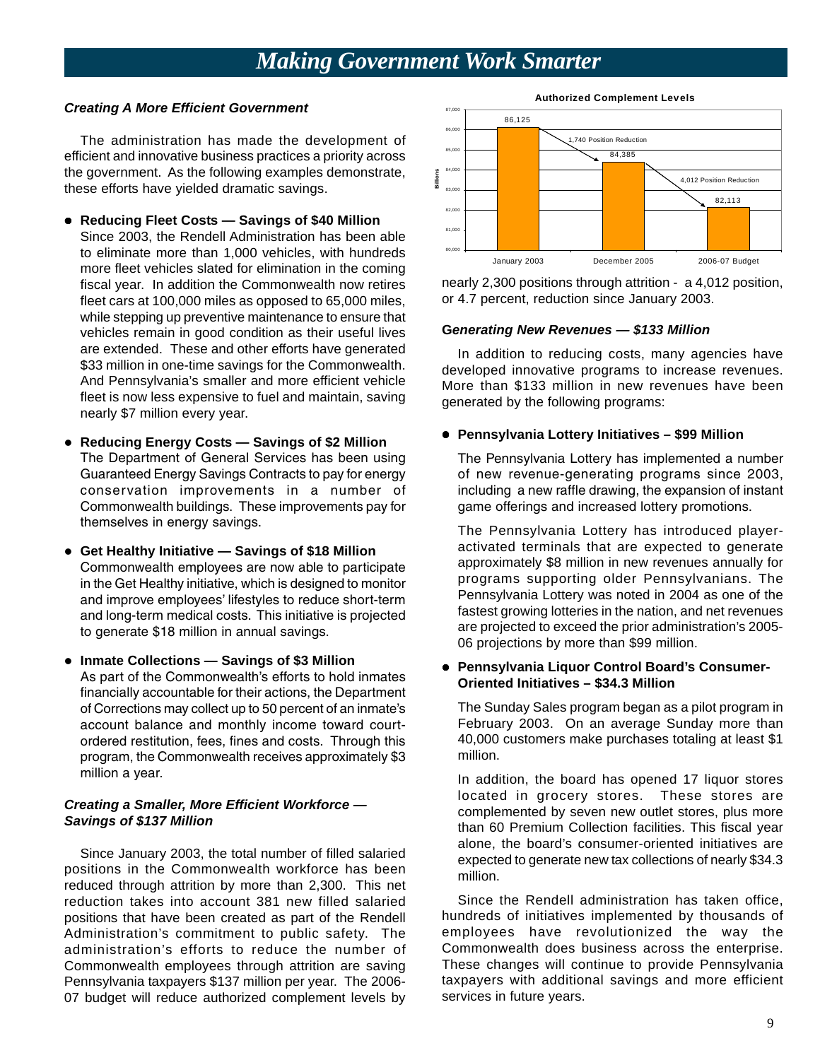# Making Government Work Smarter

### *Creating A More Efficient Government*

The administration has made the development of efficient and innovative business practices a priority across the government. As the following examples demonstrate, these efforts have yielded dramatic savings.

- **Reducing Fleet Costs — Savings of $40 Million**
  Since 2003, the Rendell Administration has been able to eliminate more than 1,000 vehicles, with hundreds more fleet vehicles slated for elimination in the coming fiscal year. In addition the Commonwealth now retires fleet cars at 100,000 miles as opposed to 65,000 miles, while stepping up preventive maintenance to ensure that vehicles remain in good condition as their useful lives are extended. These and other efforts have generated $33 million in one-time savings for the Commonwealth. And Pennsylvania's smaller and more efficient vehicle fleet is now less expensive to fuel and maintain, saving nearly $7 million every year.

- **Reducing Energy Costs — Savings of $2 Million**
  The Department of General Services has been using Guaranteed Energy Savings Contracts to pay for energy conservation improvements in a number of Commonwealth buildings. These improvements pay for themselves in energy savings.

- **Get Healthy Initiative — Savings of $18 Million**
  Commonwealth employees are now able to participate in the Get Healthy initiative, which is designed to monitor and improve employees' lifestyles to reduce short-term and long-term medical costs. This initiative is projected to generate $18 million in annual savings.

- **Inmate Collections — Savings of $3 Million**
  As part of the Commonwealth's efforts to hold inmates financially accountable for their actions, the Department of Corrections may collect up to 50 percent of an inmate's account balance and monthly income toward court-ordered restitution, fees, fines and costs. Through this program, the Commonwealth receives approximately $3 million a year.

### *Creating a Smaller, More Efficient Workforce — Savings of $137 Million*

Since January 2003, the total number of filled salaried positions in the Commonwealth workforce has been reduced through attrition by more than 2,300. This net reduction takes into account 381 new filled salaried positions that have been created as part of the Rendell Administration's commitment to public safety. The administration's efforts to reduce the number of Commonwealth employees through attrition are saving Pennsylvania taxpayers $137 million per year. The 2006-07 budget will reduce authorized complement levels by nearly 2,300 positions through attrition - a 4,012 position, or 4.7 percent, reduction since January 2003.

**Authorized Complement Levels**

| | January 2003 | December 2005 | 2006-07 Budget |
|---|---|---|---|
| Authorized Complement | 86,125 | 84,385 | 82,113 |

1,740 Position Reduction (January 2003 to December 2005); 4,012 Position Reduction (January 2003 to 2006-07 Budget)

### *Generating New Revenues — $133 Million*

In addition to reducing costs, many agencies have developed innovative programs to increase revenues. More than $133 million in new revenues have been generated by the following programs:

- **Pennsylvania Lottery Initiatives – $99 Million**

  The Pennsylvania Lottery has implemented a number of new revenue-generating programs since 2003, including a new raffle drawing, the expansion of instant game offerings and increased lottery promotions.

  The Pennsylvania Lottery has introduced player-activated terminals that are expected to generate approximately $8 million in new revenues annually for programs supporting older Pennsylvanians. The Pennsylvania Lottery was noted in 2004 as one of the fastest growing lotteries in the nation, and net revenues are projected to exceed the prior administration's 2005-06 projections by more than $99 million.

- **Pennsylvania Liquor Control Board's Consumer-Oriented Initiatives – $34.3 Million**

  The Sunday Sales program began as a pilot program in February 2003. On an average Sunday more than 40,000 customers make purchases totaling at least $1 million.

  In addition, the board has opened 17 liquor stores located in grocery stores. These stores are complemented by seven new outlet stores, plus more than 60 Premium Collection facilities. This fiscal year alone, the board's consumer-oriented initiatives are expected to generate new tax collections of nearly $34.3 million.

Since the Rendell administration has taken office, hundreds of initiatives implemented by thousands of employees have revolutionized the way the Commonwealth does business across the enterprise. These changes will continue to provide Pennsylvania taxpayers with additional savings and more efficient services in future years.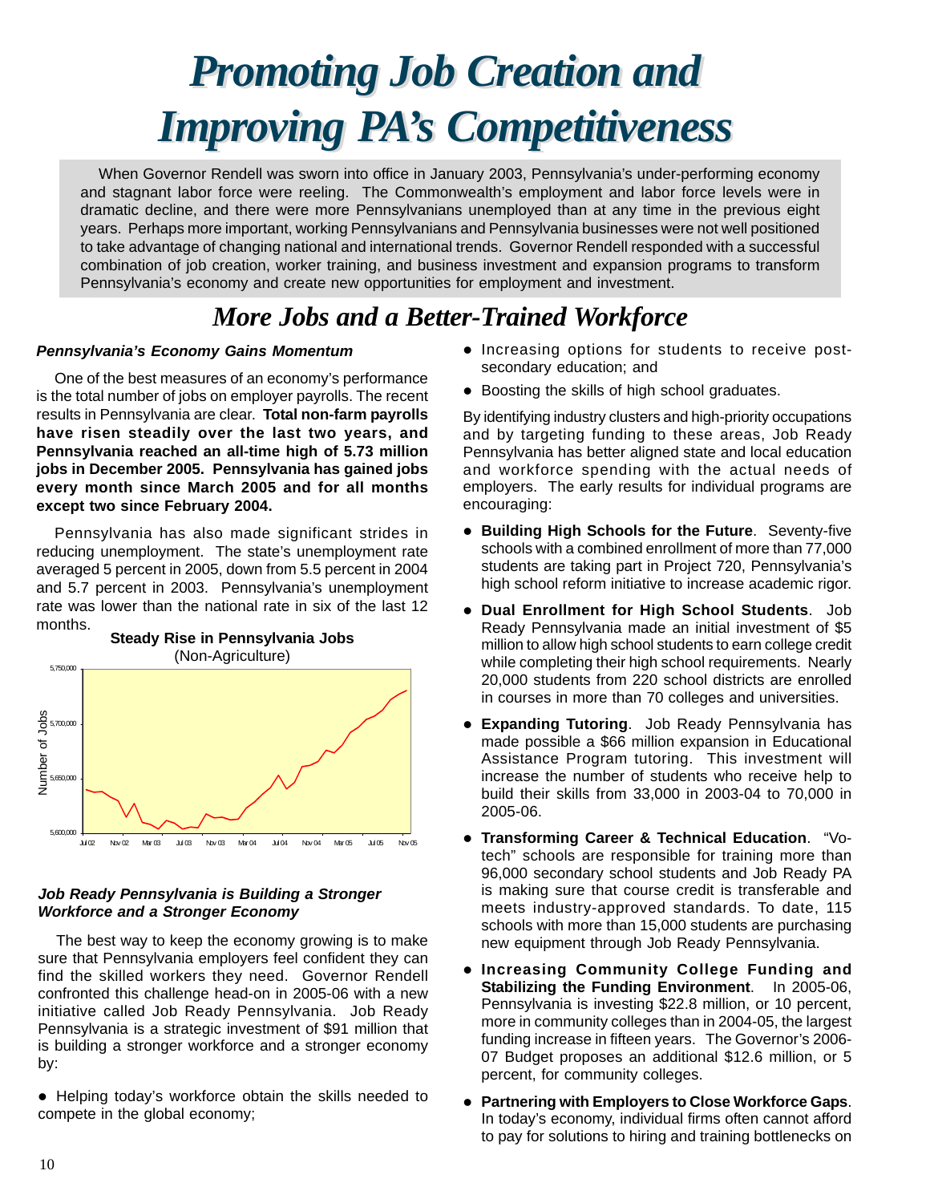# Promoting Job Creation and Improving PA's Competitiveness

When Governor Rendell was sworn into office in January 2003, Pennsylvania's under-performing economy and stagnant labor force were reeling. The Commonwealth's employment and labor force levels were in dramatic decline, and there were more Pennsylvanians unemployed than at any time in the previous eight years. Perhaps more important, working Pennsylvanians and Pennsylvania businesses were not well positioned to take advantage of changing national and international trends. Governor Rendell responded with a successful combination of job creation, worker training, and business investment and expansion programs to transform Pennsylvania's economy and create new opportunities for employment and investment.

## More Jobs and a Better-Trained Workforce

### *Pennsylvania's Economy Gains Momentum*

One of the best measures of an economy's performance is the total number of jobs on employer payrolls. The recent results in Pennsylvania are clear. **Total non-farm payrolls have risen steadily over the last two years, and Pennsylvania reached an all-time high of 5.73 million jobs in December 2005. Pennsylvania has gained jobs every month since March 2005 and for all months except two since February 2004.**

Pennsylvania has also made significant strides in reducing unemployment. The state's unemployment rate averaged 5 percent in 2005, down from 5.5 percent in 2004 and 5.7 percent in 2003. Pennsylvania's unemployment rate was lower than the national rate in six of the last 12 months.

**Steady Rise in Pennsylvania Jobs**
(Non-Agriculture)

### *Job Ready Pennsylvania is Building a Stronger Workforce and a Stronger Economy*

The best way to keep the economy growing is to make sure that Pennsylvania employers feel confident they can find the skilled workers they need. Governor Rendell confronted this challenge head-on in 2005-06 with a new initiative called Job Ready Pennsylvania. Job Ready Pennsylvania is a strategic investment of $91 million that is building a stronger workforce and a stronger economy by:

- Helping today's workforce obtain the skills needed to compete in the global economy;
- Increasing options for students to receive post-secondary education; and
- Boosting the skills of high school graduates.

By identifying industry clusters and high-priority occupations and by targeting funding to these areas, Job Ready Pennsylvania has better aligned state and local education and workforce spending with the actual needs of employers. The early results for individual programs are encouraging:

- **Building High Schools for the Future**. Seventy-five schools with a combined enrollment of more than 77,000 students are taking part in Project 720, Pennsylvania's high school reform initiative to increase academic rigor.
- **Dual Enrollment for High School Students**. Job Ready Pennsylvania made an initial investment of $5 million to allow high school students to earn college credit while completing their high school requirements. Nearly 20,000 students from 220 school districts are enrolled in courses in more than 70 colleges and universities.
- **Expanding Tutoring**. Job Ready Pennsylvania has made possible a $66 million expansion in Educational Assistance Program tutoring. This investment will increase the number of students who receive help to build their skills from 33,000 in 2003-04 to 70,000 in 2005-06.
- **Transforming Career & Technical Education**. "Vo-tech" schools are responsible for training more than 96,000 secondary school students and Job Ready PA is making sure that course credit is transferable and meets industry-approved standards. To date, 115 schools with more than 15,000 students are purchasing new equipment through Job Ready Pennsylvania.
- **Increasing Community College Funding and Stabilizing the Funding Environment**. In 2005-06, Pennsylvania is investing $22.8 million, or 10 percent, more in community colleges than in 2004-05, the largest funding increase in fifteen years. The Governor's 2006-07 Budget proposes an additional $12.6 million, or 5 percent, for community colleges.
- **Partnering with Employers to Close Workforce Gaps**. In today's economy, individual firms often cannot afford to pay for solutions to hiring and training bottlenecks on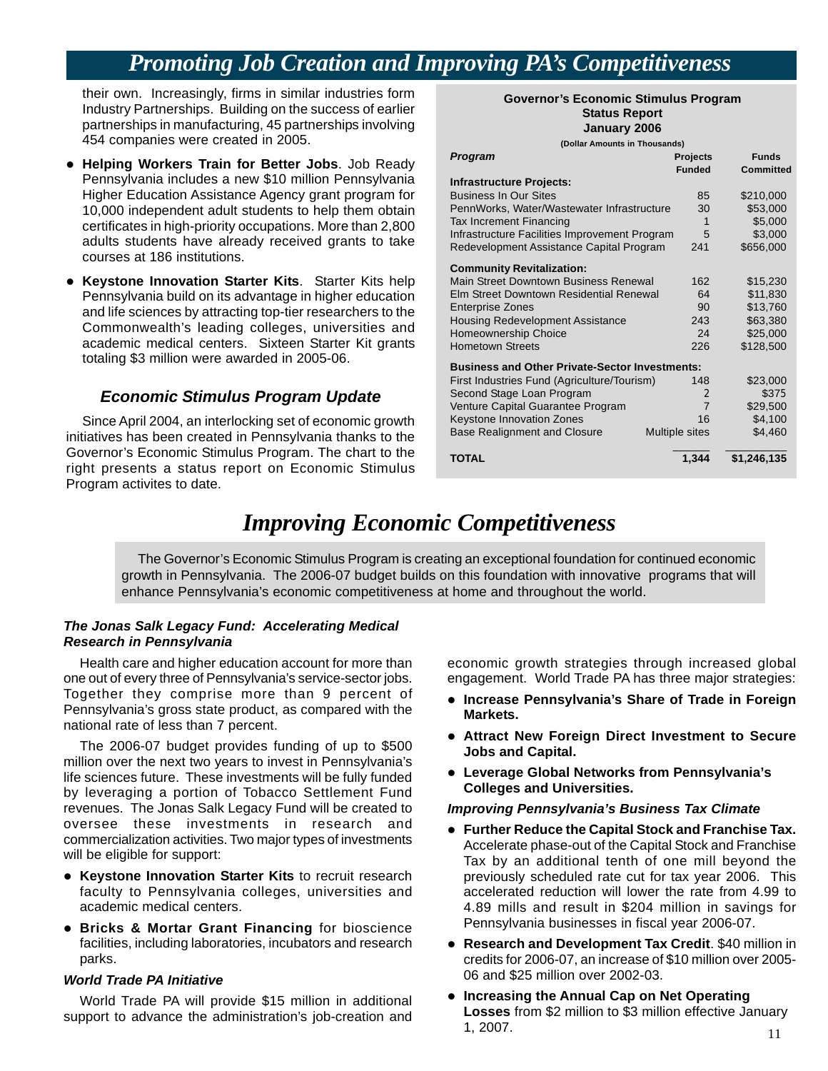## Promoting Job Creation and Improving PA's Competitiveness

their own. Increasingly, firms in similar industries form Industry Partnerships. Building on the success of earlier partnerships in manufacturing, 45 partnerships involving 454 companies were created in 2005.

- **Helping Workers Train for Better Jobs**. Job Ready Pennsylvania includes a new $10 million Pennsylvania Higher Education Assistance Agency grant program for 10,000 independent adult students to help them obtain certificates in high-priority occupations. More than 2,800 adults students have already received grants to take courses at 186 institutions.
- **Keystone Innovation Starter Kits**. Starter Kits help Pennsylvania build on its advantage in higher education and life sciences by attracting top-tier researchers to the Commonwealth's leading colleges, universities and academic medical centers. Sixteen Starter Kit grants totaling $3 million were awarded in 2005-06.

### *Economic Stimulus Program Update*

Since April 2004, an interlocking set of economic growth initiatives has been created in Pennsylvania thanks to the Governor's Economic Stimulus Program. The chart to the right presents a status report on Economic Stimulus Program activites to date.

**Governor's Economic Stimulus Program**
**Status Report**
**January 2006**
**(Dollar Amounts in Thousands)**

| *Program* | Projects Funded | Funds Committed |
|---|---|---|
| **Infrastructure Projects:** | | |
| Business In Our Sites | 85 | $210,000 |
| PennWorks, Water/Wastewater Infrastructure | 30 | $53,000 |
| Tax Increment Financing | 1 | $5,000 |
| Infrastructure Facilities Improvement Program | 5 | $3,000 |
| Redevelopment Assistance Capital Program | 241 | $656,000 |
| **Community Revitalization:** | | |
| Main Street Downtown Business Renewal | 162 | $15,230 |
| Elm Street Downtown Residential Renewal | 64 | $11,830 |
| Enterprise Zones | 90 | $13,760 |
| Housing Redevelopment Assistance | 243 | $63,380 |
| Homeownership Choice | 24 | $25,000 |
| Hometown Streets | 226 | $128,500 |
| **Business and Other Private-Sector Investments:** | | |
| First Industries Fund (Agriculture/Tourism) | 148 | $23,000 |
| Second Stage Loan Program | 2 | $375 |
| Venture Capital Guarantee Program | 7 | $29,500 |
| Keystone Innovation Zones | 16 | $4,100 |
| Base Realignment and Closure | Multiple sites | $4,460 |
| **TOTAL** | **1,344** | **$1,246,135** |

## *Improving Economic Competitiveness*

The Governor's Economic Stimulus Program is creating an exceptional foundation for continued economic growth in Pennsylvania. The 2006-07 budget builds on this foundation with innovative programs that will enhance Pennsylvania's economic competitiveness at home and throughout the world.

#### *The Jonas Salk Legacy Fund: Accelerating Medical Research in Pennsylvania*

Health care and higher education account for more than one out of every three of Pennsylvania's service-sector jobs. Together they comprise more than 9 percent of Pennsylvania's gross state product, as compared with the national rate of less than 7 percent.

The 2006-07 budget provides funding of up to $500 million over the next two years to invest in Pennsylvania's life sciences future. These investments will be fully funded by leveraging a portion of Tobacco Settlement Fund revenues. The Jonas Salk Legacy Fund will be created to oversee these investments in research and commercialization activities. Two major types of investments will be eligible for support:

- **Keystone Innovation Starter Kits** to recruit research faculty to Pennsylvania colleges, universities and academic medical centers.
- **Bricks & Mortar Grant Financing** for bioscience facilities, including laboratories, incubators and research parks.

#### *World Trade PA Initiative*

World Trade PA will provide $15 million in additional support to advance the administration's job-creation and economic growth strategies through increased global engagement. World Trade PA has three major strategies:

- **Increase Pennsylvania's Share of Trade in Foreign Markets.**
- **Attract New Foreign Direct Investment to Secure Jobs and Capital.**
- **Leverage Global Networks from Pennsylvania's Colleges and Universities.**

#### *Improving Pennsylvania's Business Tax Climate*

- **Further Reduce the Capital Stock and Franchise Tax.** Accelerate phase-out of the Capital Stock and Franchise Tax by an additional tenth of one mill beyond the previously scheduled rate cut for tax year 2006. This accelerated reduction will lower the rate from 4.99 to 4.89 mills and result in $204 million in savings for Pennsylvania businesses in fiscal year 2006-07.
- **Research and Development Tax Credit**. $40 million in credits for 2006-07, an increase of $10 million over 2005-06 and $25 million over 2002-03.
- **Increasing the Annual Cap on Net Operating Losses** from $2 million to $3 million effective January 1, 2007.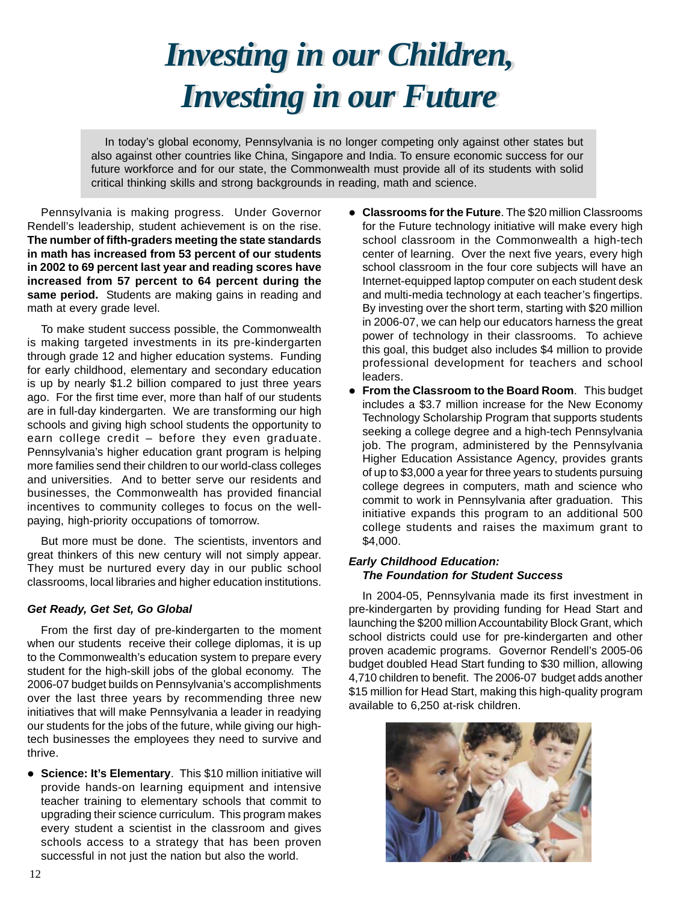# Investing in our Children, Investing in our Future

In today's global economy, Pennsylvania is no longer competing only against other states but also against other countries like China, Singapore and India. To ensure economic success for our future workforce and for our state, the Commonwealth must provide all of its students with solid critical thinking skills and strong backgrounds in reading, math and science.

Pennsylvania is making progress. Under Governor Rendell's leadership, student achievement is on the rise. **The number of fifth-graders meeting the state standards in math has increased from 53 percent of our students in 2002 to 69 percent last year and reading scores have increased from 57 percent to 64 percent during the same period.** Students are making gains in reading and math at every grade level.

To make student success possible, the Commonwealth is making targeted investments in its pre-kindergarten through grade 12 and higher education systems. Funding for early childhood, elementary and secondary education is up by nearly $1.2 billion compared to just three years ago. For the first time ever, more than half of our students are in full-day kindergarten. We are transforming our high schools and giving high school students the opportunity to earn college credit – before they even graduate. Pennsylvania's higher education grant program is helping more families send their children to our world-class colleges and universities. And to better serve our residents and businesses, the Commonwealth has provided financial incentives to community colleges to focus on the well-paying, high-priority occupations of tomorrow.

But more must be done. The scientists, inventors and great thinkers of this new century will not simply appear. They must be nurtured every day in our public school classrooms, local libraries and higher education institutions.

### *Get Ready, Get Set, Go Global*

From the first day of pre-kindergarten to the moment when our students receive their college diplomas, it is up to the Commonwealth's education system to prepare every student for the high-skill jobs of the global economy. The 2006-07 budget builds on Pennsylvania's accomplishments over the last three years by recommending three new initiatives that will make Pennsylvania a leader in readying our students for the jobs of the future, while giving our high-tech businesses the employees they need to survive and thrive.

- **Science: It's Elementary**. This $10 million initiative will provide hands-on learning equipment and intensive teacher training to elementary schools that commit to upgrading their science curriculum. This program makes every student a scientist in the classroom and gives schools access to a strategy that has been proven successful in not just the nation but also the world.
- **Classrooms for the Future**. The $20 million Classrooms for the Future technology initiative will make every high school classroom in the Commonwealth a high-tech center of learning. Over the next five years, every high school classroom in the four core subjects will have an Internet-equipped laptop computer on each student desk and multi-media technology at each teacher's fingertips. By investing over the short term, starting with $20 million in 2006-07, we can help our educators harness the great power of technology in their classrooms. To achieve this goal, this budget also includes $4 million to provide professional development for teachers and school leaders.
- **From the Classroom to the Board Room**. This budget includes a $3.7 million increase for the New Economy Technology Scholarship Program that supports students seeking a college degree and a high-tech Pennsylvania job. The program, administered by the Pennsylvania Higher Education Assistance Agency, provides grants of up to $3,000 a year for three years to students pursuing college degrees in computers, math and science who commit to work in Pennsylvania after graduation. This initiative expands this program to an additional 500 college students and raises the maximum grant to $4,000.

### *Early Childhood Education: The Foundation for Student Success*

In 2004-05, Pennsylvania made its first investment in pre-kindergarten by providing funding for Head Start and launching the $200 million Accountability Block Grant, which school districts could use for pre-kindergarten and other proven academic programs. Governor Rendell's 2005-06 budget doubled Head Start funding to $30 million, allowing 4,710 children to benefit. The 2006-07 budget adds another $15 million for Head Start, making this high-quality program available to 6,250 at-risk children.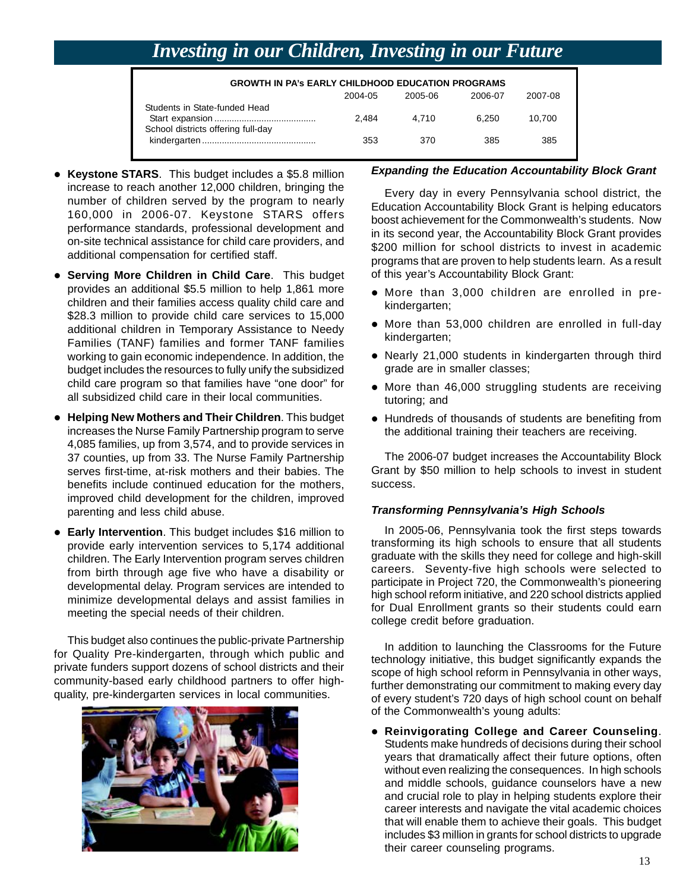# Investing in our Children, Investing in our Future

**GROWTH IN PA's EARLY CHILDHOOD EDUCATION PROGRAMS**

| | 2004-05 | 2005-06 | 2006-07 | 2007-08 |
|---|---|---|---|---|
| Students in State-funded Head Start expansion | 2,484 | 4,710 | 6,250 | 10,700 |
| School districts offering full-day kindergarten | 353 | 370 | 385 | 385 |

- **Keystone STARS**. This budget includes a $5.8 million increase to reach another 12,000 children, bringing the number of children served by the program to nearly 160,000 in 2006-07. Keystone STARS offers performance standards, professional development and on-site technical assistance for child care providers, and additional compensation for certified staff.
- **Serving More Children in Child Care**. This budget provides an additional $5.5 million to help 1,861 more children and their families access quality child care and $28.3 million to provide child care services to 15,000 additional children in Temporary Assistance to Needy Families (TANF) families and former TANF families working to gain economic independence. In addition, the budget includes the resources to fully unify the subsidized child care program so that families have "one door" for all subsidized child care in their local communities.
- **Helping New Mothers and Their Children**. This budget increases the Nurse Family Partnership program to serve 4,085 families, up from 3,574, and to provide services in 37 counties, up from 33. The Nurse Family Partnership serves first-time, at-risk mothers and their babies. The benefits include continued education for the mothers, improved child development for the children, improved parenting and less child abuse.
- **Early Intervention**. This budget includes $16 million to provide early intervention services to 5,174 additional children. The Early Intervention program serves children from birth through age five who have a disability or developmental delay. Program services are intended to minimize developmental delays and assist families in meeting the special needs of their children.

This budget also continues the public-private Partnership for Quality Pre-kindergarten, through which public and private funders support dozens of school districts and their community-based early childhood partners to offer high-quality, pre-kindergarten services in local communities.

### *Expanding the Education Accountability Block Grant*

Every day in every Pennsylvania school district, the Education Accountability Block Grant is helping educators boost achievement for the Commonwealth's students. Now in its second year, the Accountability Block Grant provides $200 million for school districts to invest in academic programs that are proven to help students learn. As a result of this year's Accountability Block Grant:

- More than 3,000 children are enrolled in pre-kindergarten;
- More than 53,000 children are enrolled in full-day kindergarten;
- Nearly 21,000 students in kindergarten through third grade are in smaller classes;
- More than 46,000 struggling students are receiving tutoring; and
- Hundreds of thousands of students are benefiting from the additional training their teachers are receiving.

The 2006-07 budget increases the Accountability Block Grant by $50 million to help schools to invest in student success.

### *Transforming Pennsylvania's High Schools*

In 2005-06, Pennsylvania took the first steps towards transforming its high schools to ensure that all students graduate with the skills they need for college and high-skill careers. Seventy-five high schools were selected to participate in Project 720, the Commonwealth's pioneering high school reform initiative, and 220 school districts applied for Dual Enrollment grants so their students could earn college credit before graduation.

In addition to launching the Classrooms for the Future technology initiative, this budget significantly expands the scope of high school reform in Pennsylvania in other ways, further demonstrating our commitment to making every day of every student's 720 days of high school count on behalf of the Commonwealth's young adults:

- **Reinvigorating College and Career Counseling**. Students make hundreds of decisions during their school years that dramatically affect their future options, often without even realizing the consequences. In high schools and middle schools, guidance counselors have a new and crucial role to play in helping students explore their career interests and navigate the vital academic choices that will enable them to achieve their goals. This budget includes $3 million in grants for school districts to upgrade their career counseling programs.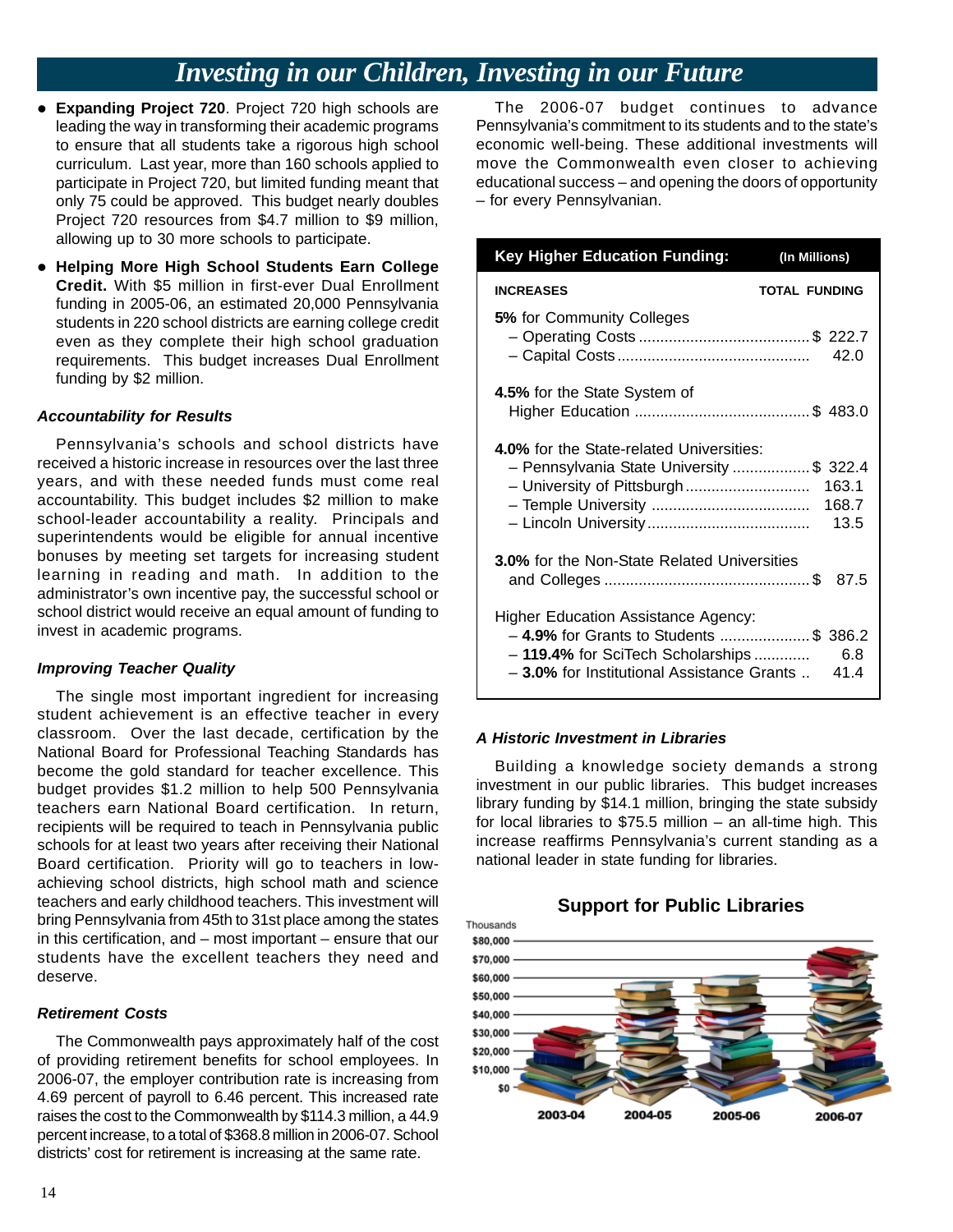# *Investing in our Children, Investing in our Future*

- **Expanding Project 720**. Project 720 high schools are leading the way in transforming their academic programs to ensure that all students take a rigorous high school curriculum. Last year, more than 160 schools applied to participate in Project 720, but limited funding meant that only 75 could be approved. This budget nearly doubles Project 720 resources from $4.7 million to $9 million, allowing up to 30 more schools to participate.
- **Helping More High School Students Earn College Credit.** With $5 million in first-ever Dual Enrollment funding in 2005-06, an estimated 20,000 Pennsylvania students in 220 school districts are earning college credit even as they complete their high school graduation requirements. This budget increases Dual Enrollment funding by $2 million.

### *Accountability for Results*

Pennsylvania's schools and school districts have received a historic increase in resources over the last three years, and with these needed funds must come real accountability. This budget includes $2 million to make school-leader accountability a reality. Principals and superintendents would be eligible for annual incentive bonuses by meeting set targets for increasing student learning in reading and math. In addition to the administrator's own incentive pay, the successful school or school district would receive an equal amount of funding to invest in academic programs.

### *Improving Teacher Quality*

The single most important ingredient for increasing student achievement is an effective teacher in every classroom. Over the last decade, certification by the National Board for Professional Teaching Standards has become the gold standard for teacher excellence. This budget provides $1.2 million to help 500 Pennsylvania teachers earn National Board certification. In return, recipients will be required to teach in Pennsylvania public schools for at least two years after receiving their National Board certification. Priority will go to teachers in low-achieving school districts, high school math and science teachers and early childhood teachers. This investment will bring Pennsylvania from 45th to 31st place among the states in this certification, and – most important – ensure that our students have the excellent teachers they need and deserve.

### *Retirement Costs*

The Commonwealth pays approximately half of the cost of providing retirement benefits for school employees. In 2006-07, the employer contribution rate is increasing from 4.69 percent of payroll to 6.46 percent. This increased rate raises the cost to the Commonwealth by $114.3 million, a 44.9 percent increase, to a total of $368.8 million in 2006-07. School districts' cost for retirement is increasing at the same rate.

The 2006-07 budget continues to advance Pennsylvania's commitment to its students and to the state's economic well-being. These additional investments will move the Commonwealth even closer to achieving educational success – and opening the doors of opportunity – for every Pennsylvanian.

**Key Higher Education Funding:** (In Millions)

| INCREASES | TOTAL FUNDING |
|---|---|
| **5%** for Community Colleges | |
| – Operating Costs | $ 222.7 |
| – Capital Costs | 42.0 |
| **4.5%** for the State System of Higher Education | $ 483.0 |
| **4.0%** for the State-related Universities: | |
| – Pennsylvania State University | $ 322.4 |
| – University of Pittsburgh | 163.1 |
| – Temple University | 168.7 |
| – Lincoln University | 13.5 |
| **3.0%** for the Non-State Related Universities and Colleges | $ 87.5 |
| Higher Education Assistance Agency: | |
| – **4.9%** for Grants to Students | $ 386.2 |
| – **119.4%** for SciTech Scholarships | 6.8 |
| – **3.0%** for Institutional Assistance Grants | 41.4 |

### *A Historic Investment in Libraries*

Building a knowledge society demands a strong investment in our public libraries. This budget increases library funding by $14.1 million, bringing the state subsidy for local libraries to $75.5 million – an all-time high. This increase reaffirms Pennsylvania's current standing as a national leader in state funding for libraries.

**Support for Public Libraries**

Thousands: $80,000, $70,000, $60,000, $50,000, $40,000, $30,000, $20,000, $10,000, $0

2003-04, 2004-05, 2005-06, 2006-07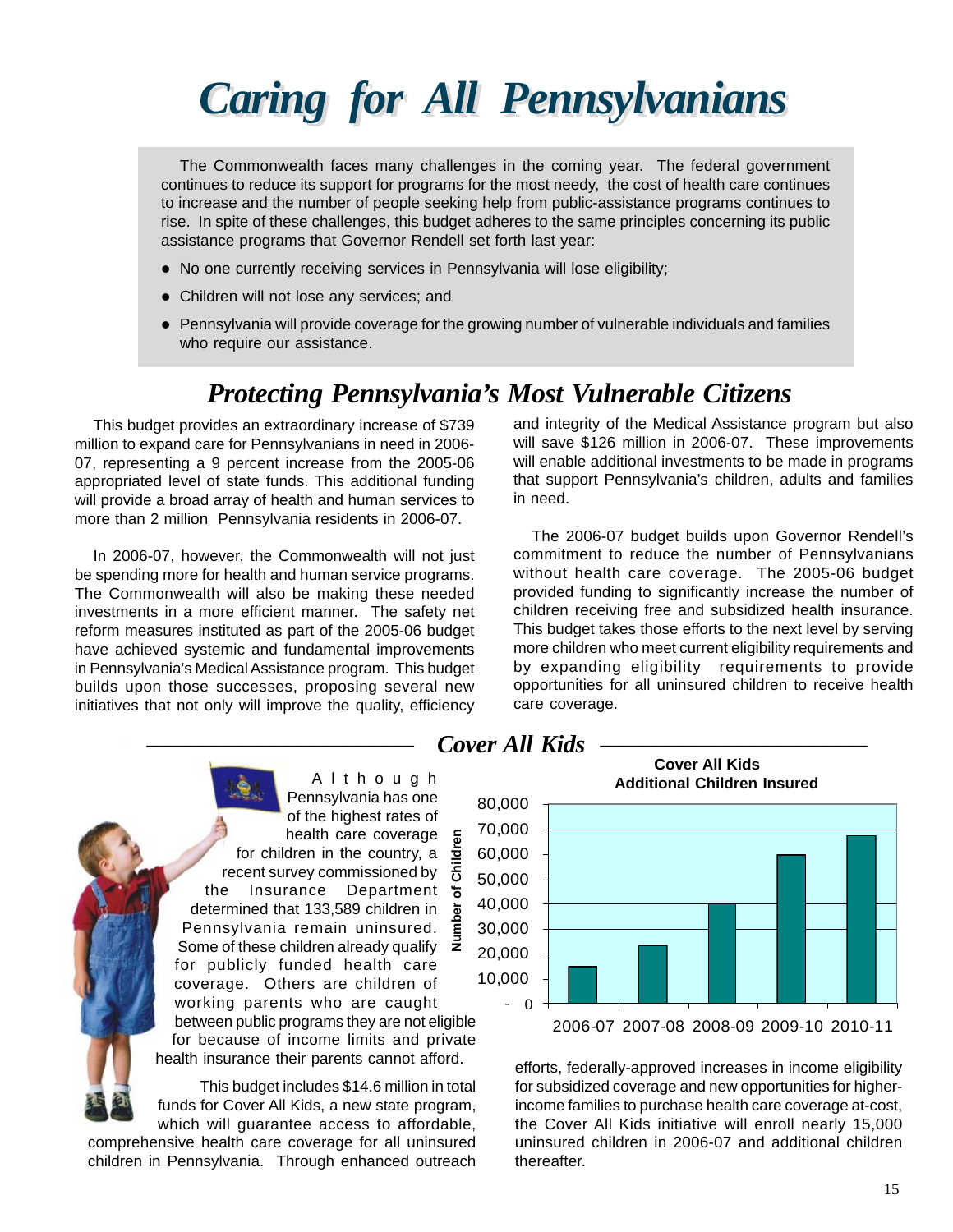# Caring for All Pennsylvanians

The Commonwealth faces many challenges in the coming year. The federal government continues to reduce its support for programs for the most needy, the cost of health care continues to increase and the number of people seeking help from public-assistance programs continues to rise. In spite of these challenges, this budget adheres to the same principles concerning its public assistance programs that Governor Rendell set forth last year:

- No one currently receiving services in Pennsylvania will lose eligibility;
- Children will not lose any services; and
- Pennsylvania will provide coverage for the growing number of vulnerable individuals and families who require our assistance.

## Protecting Pennsylvania's Most Vulnerable Citizens

This budget provides an extraordinary increase of $739 million to expand care for Pennsylvanians in need in 2006-07, representing a 9 percent increase from the 2005-06 appropriated level of state funds. This additional funding will provide a broad array of health and human services to more than 2 million Pennsylvania residents in 2006-07.

In 2006-07, however, the Commonwealth will not just be spending more for health and human service programs. The Commonwealth will also be making these needed investments in a more efficient manner. The safety net reform measures instituted as part of the 2005-06 budget have achieved systemic and fundamental improvements in Pennsylvania's Medical Assistance program. This budget builds upon those successes, proposing several new initiatives that not only will improve the quality, efficiency and integrity of the Medical Assistance program but also will save $126 million in 2006-07. These improvements will enable additional investments to be made in programs that support Pennsylvania's children, adults and families in need.

The 2006-07 budget builds upon Governor Rendell's commitment to reduce the number of Pennsylvanians without health care coverage. The 2005-06 budget provided funding to significantly increase the number of children receiving free and subsidized health insurance. This budget takes those efforts to the next level by serving more children who meet current eligibility requirements and by expanding eligibility requirements to provide opportunities for all uninsured children to receive health care coverage.

## Cover All Kids

Although Pennsylvania has one of the highest rates of health care coverage for children in the country, a recent survey commissioned by the Insurance Department determined that 133,589 children in Pennsylvania remain uninsured. Some of these children already qualify for publicly funded health care coverage. Others are children of working parents who are caught between public programs they are not eligible for because of income limits and private health insurance their parents cannot afford.

This budget includes $14.6 million in total funds for Cover All Kids, a new state program, which will guarantee access to affordable, comprehensive health care coverage for all uninsured children in Pennsylvania. Through enhanced outreach efforts, federally-approved increases in income eligibility for subsidized coverage and new opportunities for higher-income families to purchase health care coverage at-cost, the Cover All Kids initiative will enroll nearly 15,000 uninsured children in 2006-07 and additional children thereafter.

**Cover All Kids Additional Children Insured**

| Year | Number of Children (approx.) |
|---|---|
| 2006-07 | 15,000 |
| 2007-08 | 23,500 |
| 2008-09 | 40,000 |
| 2009-10 | 60,000 |
| 2010-11 | 67,500 |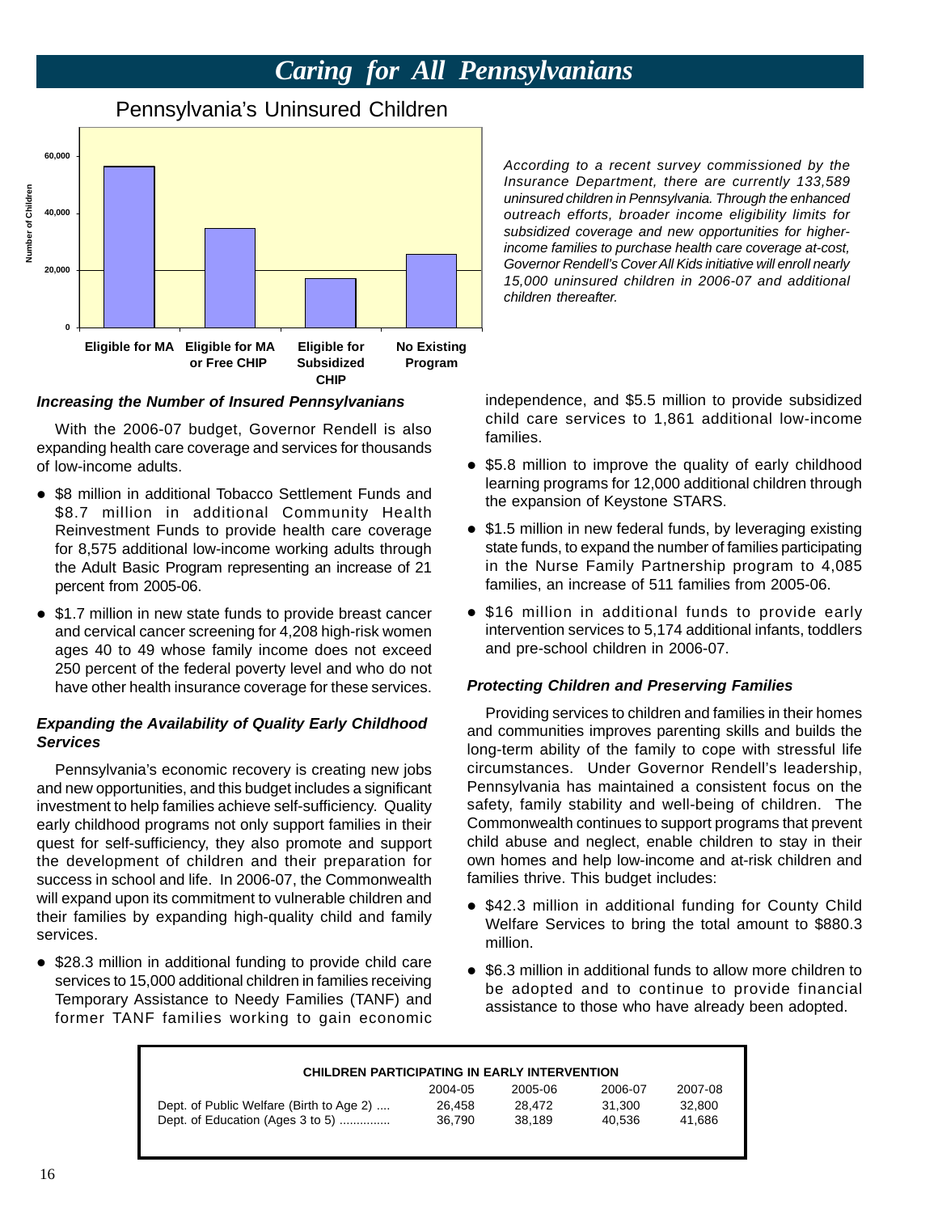# Caring for All Pennsylvanians

## Pennsylvania's Uninsured Children

*According to a recent survey commissioned by the Insurance Department, there are currently 133,589 uninsured children in Pennsylvania. Through the enhanced outreach efforts, broader income eligibility limits for subsidized coverage and new opportunities for higher-income families to purchase health care coverage at-cost, Governor Rendell's Cover All Kids initiative will enroll nearly 15,000 uninsured children in 2006-07 and additional children thereafter.*

### *Increasing the Number of Insured Pennsylvanians*

With the 2006-07 budget, Governor Rendell is also expanding health care coverage and services for thousands of low-income adults.

- $8 million in additional Tobacco Settlement Funds and $8.7 million in additional Community Health Reinvestment Funds to provide health care coverage for 8,575 additional low-income working adults through the Adult Basic Program representing an increase of 21 percent from 2005-06.
- $1.7 million in new state funds to provide breast cancer and cervical cancer screening for 4,208 high-risk women ages 40 to 49 whose family income does not exceed 250 percent of the federal poverty level and who do not have other health insurance coverage for these services.

### *Expanding the Availability of Quality Early Childhood Services*

Pennsylvania's economic recovery is creating new jobs and new opportunities, and this budget includes a significant investment to help families achieve self-sufficiency. Quality early childhood programs not only support families in their quest for self-sufficiency, they also promote and support the development of children and their preparation for success in school and life. In 2006-07, the Commonwealth will expand upon its commitment to vulnerable children and their families by expanding high-quality child and family services.

- $28.3 million in additional funding to provide child care services to 15,000 additional children in families receiving Temporary Assistance to Needy Families (TANF) and former TANF families working to gain economic independence, and $5.5 million to provide subsidized child care services to 1,861 additional low-income families.
- $5.8 million to improve the quality of early childhood learning programs for 12,000 additional children through the expansion of Keystone STARS.
- $1.5 million in new federal funds, by leveraging existing state funds, to expand the number of families participating in the Nurse Family Partnership program to 4,085 families, an increase of 511 families from 2005-06.
- $16 million in additional funds to provide early intervention services to 5,174 additional infants, toddlers and pre-school children in 2006-07.

### *Protecting Children and Preserving Families*

Providing services to children and families in their homes and communities improves parenting skills and builds the long-term ability of the family to cope with stressful life circumstances. Under Governor Rendell's leadership, Pennsylvania has maintained a consistent focus on the safety, family stability and well-being of children. The Commonwealth continues to support programs that prevent child abuse and neglect, enable children to stay in their own homes and help low-income and at-risk children and families thrive. This budget includes:

- $42.3 million in additional funding for County Child Welfare Services to bring the total amount to $880.3 million.
- $6.3 million in additional funds to allow more children to be adopted and to continue to provide financial assistance to those who have already been adopted.

**CHILDREN PARTICIPATING IN EARLY INTERVENTION**

| | 2004-05 | 2005-06 | 2006-07 | 2007-08 |
|---|---|---|---|---|
| Dept. of Public Welfare (Birth to Age 2) | 26,458 | 28,472 | 31,300 | 32,800 |
| Dept. of Education (Ages 3 to 5) | 36,790 | 38,189 | 40,536 | 41,686 |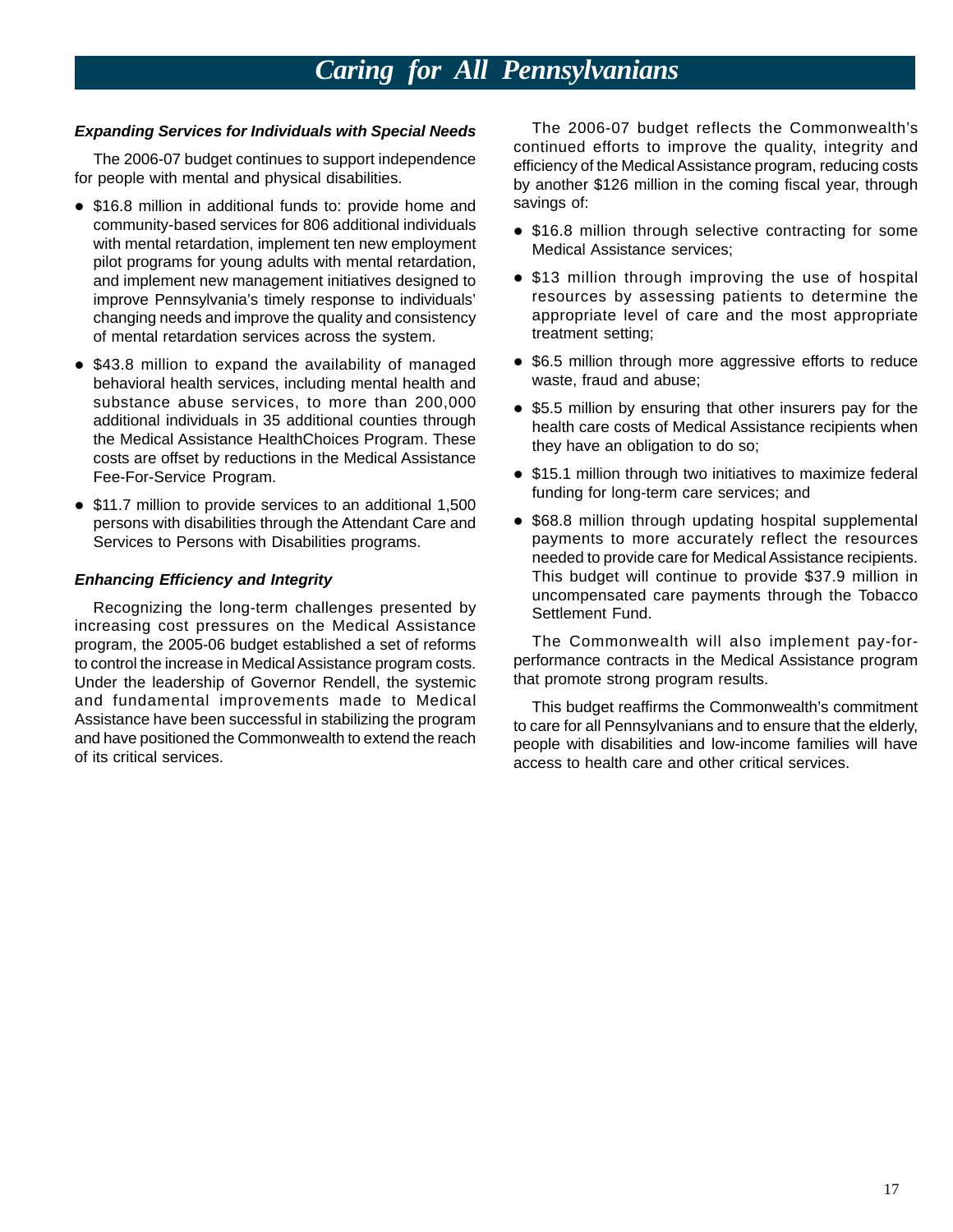# Caring for All Pennsylvanians

### *Expanding Services for Individuals with Special Needs*

The 2006-07 budget continues to support independence for people with mental and physical disabilities.

- $16.8 million in additional funds to: provide home and community-based services for 806 additional individuals with mental retardation, implement ten new employment pilot programs for young adults with mental retardation, and implement new management initiatives designed to improve Pennsylvania's timely response to individuals' changing needs and improve the quality and consistency of mental retardation services across the system.
- $43.8 million to expand the availability of managed behavioral health services, including mental health and substance abuse services, to more than 200,000 additional individuals in 35 additional counties through the Medical Assistance HealthChoices Program. These costs are offset by reductions in the Medical Assistance Fee-For-Service Program.
- $11.7 million to provide services to an additional 1,500 persons with disabilities through the Attendant Care and Services to Persons with Disabilities programs.

### *Enhancing Efficiency and Integrity*

Recognizing the long-term challenges presented by increasing cost pressures on the Medical Assistance program, the 2005-06 budget established a set of reforms to control the increase in Medical Assistance program costs. Under the leadership of Governor Rendell, the systemic and fundamental improvements made to Medical Assistance have been successful in stabilizing the program and have positioned the Commonwealth to extend the reach of its critical services.

The 2006-07 budget reflects the Commonwealth's continued efforts to improve the quality, integrity and efficiency of the Medical Assistance program, reducing costs by another $126 million in the coming fiscal year, through savings of:

- $16.8 million through selective contracting for some Medical Assistance services;
- $13 million through improving the use of hospital resources by assessing patients to determine the appropriate level of care and the most appropriate treatment setting;
- $6.5 million through more aggressive efforts to reduce waste, fraud and abuse;
- $5.5 million by ensuring that other insurers pay for the health care costs of Medical Assistance recipients when they have an obligation to do so;
- $15.1 million through two initiatives to maximize federal funding for long-term care services; and
- $68.8 million through updating hospital supplemental payments to more accurately reflect the resources needed to provide care for Medical Assistance recipients. This budget will continue to provide $37.9 million in uncompensated care payments through the Tobacco Settlement Fund.

The Commonwealth will also implement pay-for-performance contracts in the Medical Assistance program that promote strong program results.

This budget reaffirms the Commonwealth's commitment to care for all Pennsylvanians and to ensure that the elderly, people with disabilities and low-income families will have access to health care and other critical services.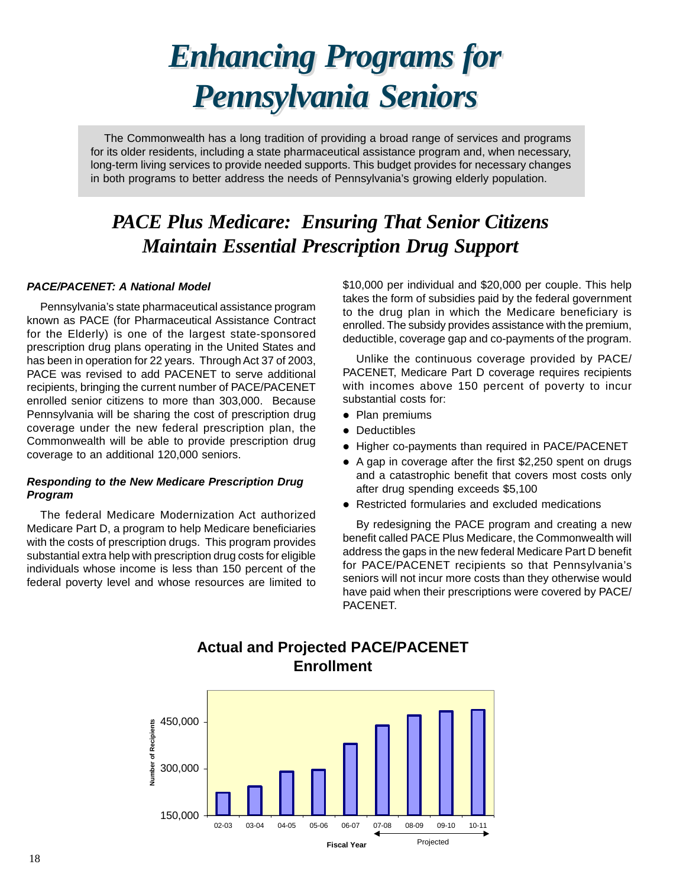# *Enhancing Programs for Pennsylvania Seniors*

The Commonwealth has a long tradition of providing a broad range of services and programs for its older residents, including a state pharmaceutical assistance program and, when necessary, long-term living services to provide needed supports. This budget provides for necessary changes in both programs to better address the needs of Pennsylvania's growing elderly population.

## *PACE Plus Medicare: Ensuring That Senior Citizens Maintain Essential Prescription Drug Support*

### *PACE/PACENET: A National Model*

Pennsylvania's state pharmaceutical assistance program known as PACE (for Pharmaceutical Assistance Contract for the Elderly) is one of the largest state-sponsored prescription drug plans operating in the United States and has been in operation for 22 years. Through Act 37 of 2003, PACE was revised to add PACENET to serve additional recipients, bringing the current number of PACE/PACENET enrolled senior citizens to more than 303,000. Because Pennsylvania will be sharing the cost of prescription drug coverage under the new federal prescription plan, the Commonwealth will be able to provide prescription drug coverage to an additional 120,000 seniors.

### *Responding to the New Medicare Prescription Drug Program*

The federal Medicare Modernization Act authorized Medicare Part D, a program to help Medicare beneficiaries with the costs of prescription drugs. This program provides substantial extra help with prescription drug costs for eligible individuals whose income is less than 150 percent of the federal poverty level and whose resources are limited to $10,000 per individual and $20,000 per couple. This help takes the form of subsidies paid by the federal government to the drug plan in which the Medicare beneficiary is enrolled. The subsidy provides assistance with the premium, deductible, coverage gap and co-payments of the program.

Unlike the continuous coverage provided by PACE/PACENET, Medicare Part D coverage requires recipients with incomes above 150 percent of poverty to incur substantial costs for:

- Plan premiums
- Deductibles
- Higher co-payments than required in PACE/PACENET
- A gap in coverage after the first $2,250 spent on drugs and a catastrophic benefit that covers most costs only after drug spending exceeds $5,100
- Restricted formularies and excluded medications

By redesigning the PACE program and creating a new benefit called PACE Plus Medicare, the Commonwealth will address the gaps in the new federal Medicare Part D benefit for PACE/PACENET recipients so that Pennsylvania's seniors will not incur more costs than they otherwise would have paid when their prescriptions were covered by PACE/PACENET.

**Actual and Projected PACE/PACENET Enrollment**

| Fiscal Year | Number of Recipients |
|---|---|
| 02-03 | ~222,000 |
| 03-04 | ~242,000 |
| 04-05 | ~290,000 |
| 05-06 | ~296,000 |
| 06-07 | ~378,000 |
| 07-08 (Projected) | ~435,000 |
| 08-09 (Projected) | ~468,000 |
| 09-10 (Projected) | ~481,000 |
| 10-11 (Projected) | ~485,000 |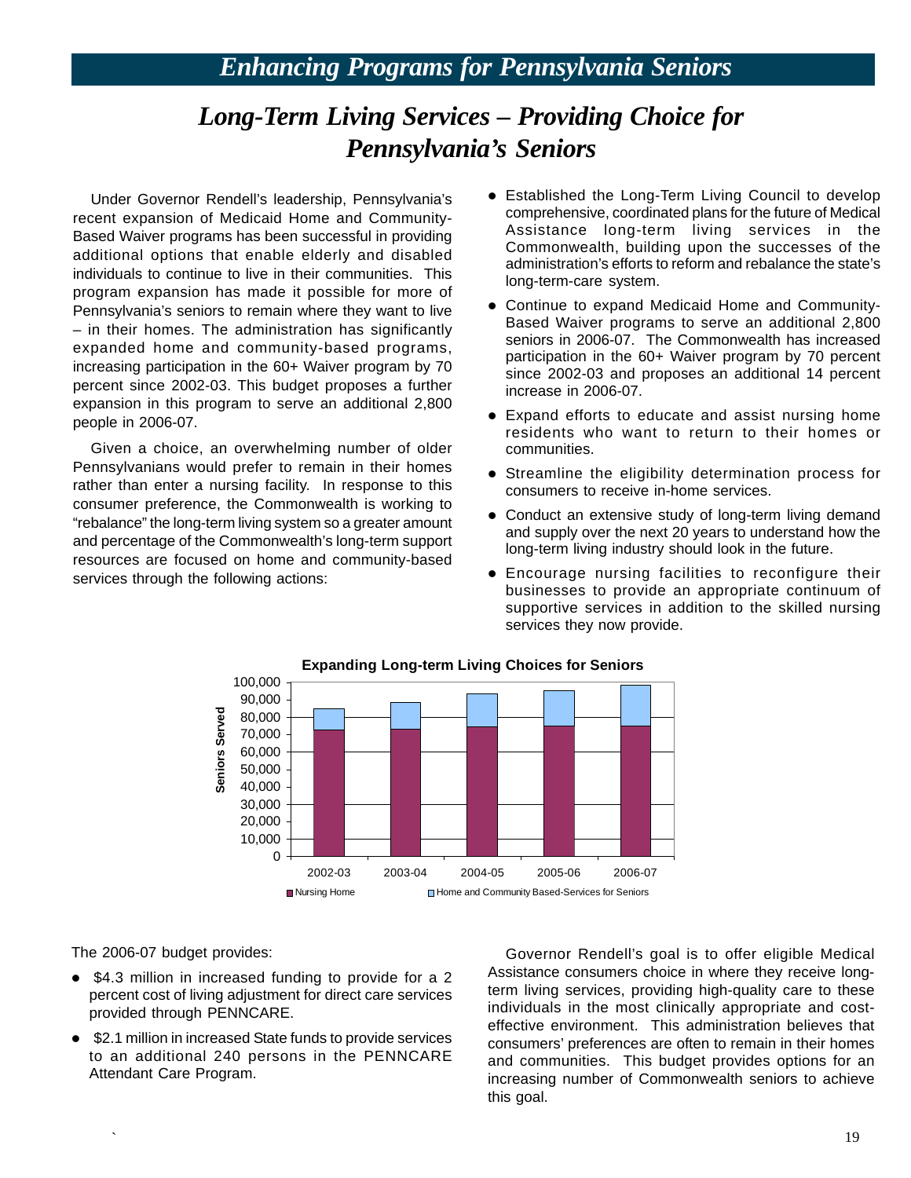# *Enhancing Programs for Pennsylvania Seniors*

## *Long-Term Living Services – Providing Choice for Pennsylvania's Seniors*

Under Governor Rendell's leadership, Pennsylvania's recent expansion of Medicaid Home and Community-Based Waiver programs has been successful in providing additional options that enable elderly and disabled individuals to continue to live in their communities. This program expansion has made it possible for more of Pennsylvania's seniors to remain where they want to live – in their homes. The administration has significantly expanded home and community-based programs, increasing participation in the 60+ Waiver program by 70 percent since 2002-03. This budget proposes a further expansion in this program to serve an additional 2,800 people in 2006-07.

Given a choice, an overwhelming number of older Pennsylvanians would prefer to remain in their homes rather than enter a nursing facility. In response to this consumer preference, the Commonwealth is working to "rebalance" the long-term living system so a greater amount and percentage of the Commonwealth's long-term support resources are focused on home and community-based services through the following actions:

- Established the Long-Term Living Council to develop comprehensive, coordinated plans for the future of Medical Assistance long-term living services in the Commonwealth, building upon the successes of the administration's efforts to reform and rebalance the state's long-term-care system.
- Continue to expand Medicaid Home and Community-Based Waiver programs to serve an additional 2,800 seniors in 2006-07. The Commonwealth has increased participation in the 60+ Waiver program by 70 percent since 2002-03 and proposes an additional 14 percent increase in 2006-07.
- Expand efforts to educate and assist nursing home residents who want to return to their homes or communities.
- Streamline the eligibility determination process for consumers to receive in-home services.
- Conduct an extensive study of long-term living demand and supply over the next 20 years to understand how the long-term living industry should look in the future.
- Encourage nursing facilities to reconfigure their businesses to provide an appropriate continuum of supportive services in addition to the skilled nursing services they now provide.

**Expanding Long-term Living Choices for Seniors**

The 2006-07 budget provides:

- $4.3 million in increased funding to provide for a 2 percent cost of living adjustment for direct care services provided through PENNCARE.
- $2.1 million in increased State funds to provide services to an additional 240 persons in the PENNCARE Attendant Care Program.

Governor Rendell's goal is to offer eligible Medical Assistance consumers choice in where they receive long-term living services, providing high-quality care to these individuals in the most clinically appropriate and cost-effective environment. This administration believes that consumers' preferences are often to remain in their homes and communities. This budget provides options for an increasing number of Commonwealth seniors to achieve this goal.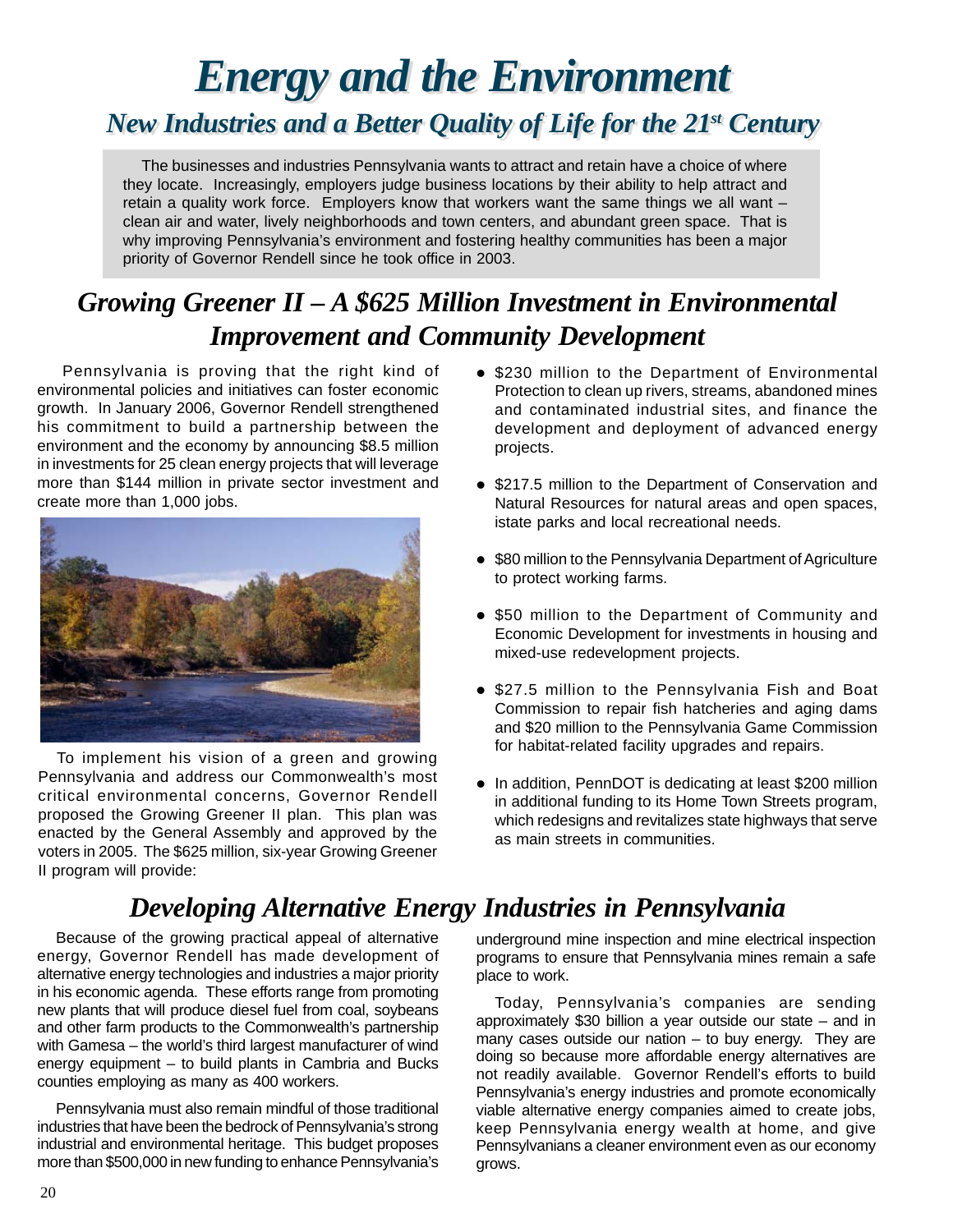# Energy and the Environment

## New Industries and a Better Quality of Life for the 21st Century

The businesses and industries Pennsylvania wants to attract and retain have a choice of where they locate. Increasingly, employers judge business locations by their ability to help attract and retain a quality work force. Employers know that workers want the same things we all want – clean air and water, lively neighborhoods and town centers, and abundant green space. That is why improving Pennsylvania's environment and fostering healthy communities has been a major priority of Governor Rendell since he took office in 2003.

## Growing Greener II – A $625 Million Investment in Environmental Improvement and Community Development

Pennsylvania is proving that the right kind of environmental policies and initiatives can foster economic growth. In January 2006, Governor Rendell strengthened his commitment to build a partnership between the environment and the economy by announcing $8.5 million in investments for 25 clean energy projects that will leverage more than $144 million in private sector investment and create more than 1,000 jobs.

To implement his vision of a green and growing Pennsylvania and address our Commonwealth's most critical environmental concerns, Governor Rendell proposed the Growing Greener II plan. This plan was enacted by the General Assembly and approved by the voters in 2005. The $625 million, six-year Growing Greener II program will provide:

- $230 million to the Department of Environmental Protection to clean up rivers, streams, abandoned mines and contaminated industrial sites, and finance the development and deployment of advanced energy projects.
- $217.5 million to the Department of Conservation and Natural Resources for natural areas and open spaces, istate parks and local recreational needs.
- $80 million to the Pennsylvania Department of Agriculture to protect working farms.
- $50 million to the Department of Community and Economic Development for investments in housing and mixed-use redevelopment projects.
- $27.5 million to the Pennsylvania Fish and Boat Commission to repair fish hatcheries and aging dams and $20 million to the Pennsylvania Game Commission for habitat-related facility upgrades and repairs.
- In addition, PennDOT is dedicating at least $200 million in additional funding to its Home Town Streets program, which redesigns and revitalizes state highways that serve as main streets in communities.

## Developing Alternative Energy Industries in Pennsylvania

Because of the growing practical appeal of alternative energy, Governor Rendell has made development of alternative energy technologies and industries a major priority in his economic agenda. These efforts range from promoting new plants that will produce diesel fuel from coal, soybeans and other farm products to the Commonwealth's partnership with Gamesa – the world's third largest manufacturer of wind energy equipment – to build plants in Cambria and Bucks counties employing as many as 400 workers.

Pennsylvania must also remain mindful of those traditional industries that have been the bedrock of Pennsylvania's strong industrial and environmental heritage. This budget proposes more than $500,000 in new funding to enhance Pennsylvania's underground mine inspection and mine electrical inspection programs to ensure that Pennsylvania mines remain a safe place to work.

Today, Pennsylvania's companies are sending approximately $30 billion a year outside our state – and in many cases outside our nation – to buy energy. They are doing so because more affordable energy alternatives are not readily available. Governor Rendell's efforts to build Pennsylvania's energy industries and promote economically viable alternative energy companies aimed to create jobs, keep Pennsylvania energy wealth at home, and give Pennsylvanians a cleaner environment even as our economy grows.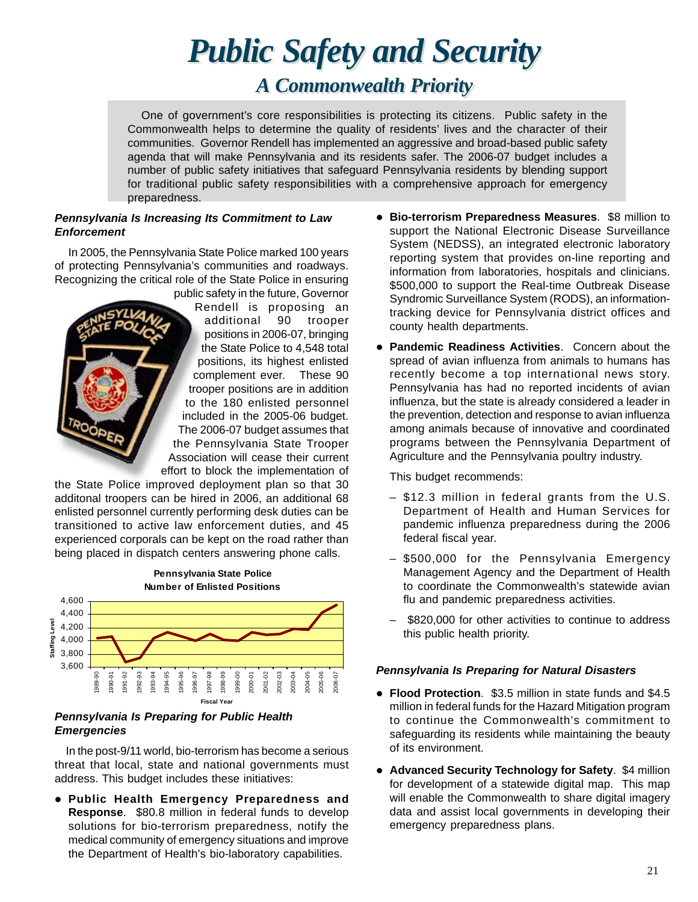# Public Safety and Security

## A Commonwealth Priority

One of government's core responsibilities is protecting its citizens. Public safety in the Commonwealth helps to determine the quality of residents' lives and the character of their communities. Governor Rendell has implemented an aggressive and broad-based public safety agenda that will make Pennsylvania and its residents safer. The 2006-07 budget includes a number of public safety initiatives that safeguard Pennsylvania residents by blending support for traditional public safety responsibilities with a comprehensive approach for emergency preparedness.

### *Pennsylvania Is Increasing Its Commitment to Law Enforcement*

In 2005, the Pennsylvania State Police marked 100 years of protecting Pennsylvania's communities and roadways. Recognizing the critical role of the State Police in ensuring public safety in the future, Governor Rendell is proposing an additional 90 trooper positions in 2006-07, bringing the State Police to 4,548 total positions, its highest enlisted complement ever. These 90 trooper positions are in addition to the 180 enlisted personnel included in the 2005-06 budget. The 2006-07 budget assumes that the Pennsylvania State Trooper Association will cease their current effort to block the implementation of the State Police improved deployment plan so that 30 additonal troopers can be hired in 2006, an additional 68 enlisted personnel currently performing desk duties can be transitioned to active law enforcement duties, and 45 experienced corporals can be kept on the road rather than being placed in dispatch centers answering phone calls.

**Pennsylvania State Police**
**Number of Enlisted Positions**

### *Pennsylvania Is Preparing for Public Health Emergencies*

In the post-9/11 world, bio-terrorism has become a serious threat that local, state and national governments must address. This budget includes these initiatives:

- **Public Health Emergency Preparedness and Response**. $80.8 million in federal funds to develop solutions for bio-terrorism preparedness, notify the medical community of emergency situations and improve the Department of Health's bio-laboratory capabilities.
- **Bio-terrorism Preparedness Measures**. $8 million to support the National Electronic Disease Surveillance System (NEDSS), an integrated electronic laboratory reporting system that provides on-line reporting and information from laboratories, hospitals and clinicians. $500,000 to support the Real-time Outbreak Disease Syndromic Surveillance System (RODS), an information-tracking device for Pennsylvania district offices and county health departments.
- **Pandemic Readiness Activities**. Concern about the spread of avian influenza from animals to humans has recently become a top international news story. Pennsylvania has had no reported incidents of avian influenza, but the state is already considered a leader in the prevention, detection and response to avian influenza among animals because of innovative and coordinated programs between the Pennsylvania Department of Agriculture and the Pennsylvania poultry industry.

  This budget recommends:

  - $12.3 million in federal grants from the U.S. Department of Health and Human Services for pandemic influenza preparedness during the 2006 federal fiscal year.
  - $500,000 for the Pennsylvania Emergency Management Agency and the Department of Health to coordinate the Commonwealth's statewide avian flu and pandemic preparedness activities.
  - $820,000 for other activities to continue to address this public health priority.

### *Pennsylvania Is Preparing for Natural Disasters*

- **Flood Protection**. $3.5 million in state funds and $4.5 million in federal funds for the Hazard Mitigation program to continue the Commonwealth's commitment to safeguarding its residents while maintaining the beauty of its environment.
- **Advanced Security Technology for Safety**. $4 million for development of a statewide digital map. This map will enable the Commonwealth to share digital imagery data and assist local governments in developing their emergency preparedness plans.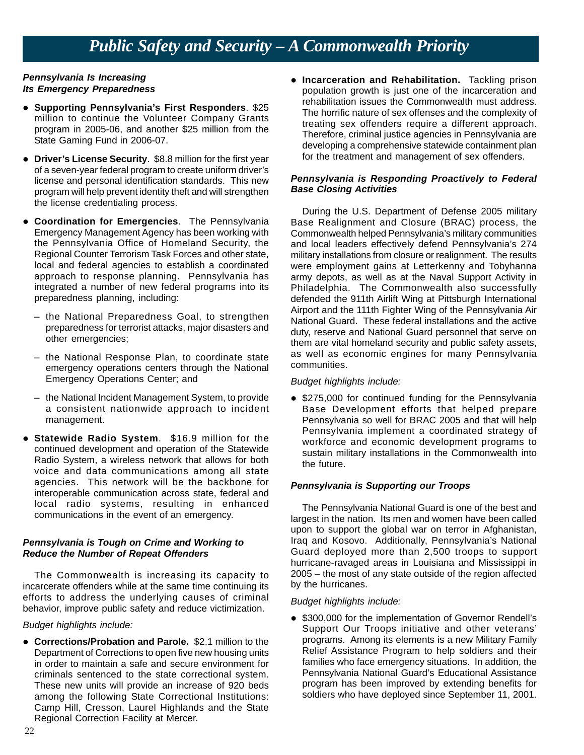# Public Safety and Security – A Commonwealth Priority

***Pennsylvania Is Increasing Its Emergency Preparedness***

- **Supporting Pennsylvania's First Responders**. $25 million to continue the Volunteer Company Grants program in 2005-06, and another $25 million from the State Gaming Fund in 2006-07.

- **Driver's License Security**. $8.8 million for the first year of a seven-year federal program to create uniform driver's license and personal identification standards. This new program will help prevent identity theft and will strengthen the license credentialing process.

- **Coordination for Emergencies**. The Pennsylvania Emergency Management Agency has been working with the Pennsylvania Office of Homeland Security, the Regional Counter Terrorism Task Forces and other state, local and federal agencies to establish a coordinated approach to response planning. Pennsylvania has integrated a number of new federal programs into its preparedness planning, including:

  – the National Preparedness Goal, to strengthen preparedness for terrorist attacks, major disasters and other emergencies;

  – the National Response Plan, to coordinate state emergency operations centers through the National Emergency Operations Center; and

  – the National Incident Management System, to provide a consistent nationwide approach to incident management.

- **Statewide Radio System**. $16.9 million for the continued development and operation of the Statewide Radio System, a wireless network that allows for both voice and data communications among all state agencies. This network will be the backbone for interoperable communication across state, federal and local radio systems, resulting in enhanced communications in the event of an emergency.

***Pennsylvania is Tough on Crime and Working to Reduce the Number of Repeat Offenders***

The Commonwealth is increasing its capacity to incarcerate offenders while at the same time continuing its efforts to address the underlying causes of criminal behavior, improve public safety and reduce victimization.

*Budget highlights include:*

- **Corrections/Probation and Parole.** $2.1 million to the Department of Corrections to open five new housing units in order to maintain a safe and secure environment for criminals sentenced to the state correctional system. These new units will provide an increase of 920 beds among the following State Correctional Institutions: Camp Hill, Cresson, Laurel Highlands and the State Regional Correction Facility at Mercer.

- **Incarceration and Rehabilitation.** Tackling prison population growth is just one of the incarceration and rehabilitation issues the Commonwealth must address. The horrific nature of sex offenses and the complexity of treating sex offenders require a different approach. Therefore, criminal justice agencies in Pennsylvania are developing a comprehensive statewide containment plan for the treatment and management of sex offenders.

***Pennsylvania is Responding Proactively to Federal Base Closing Activities***

During the U.S. Department of Defense 2005 military Base Realignment and Closure (BRAC) process, the Commonwealth helped Pennsylvania's military communities and local leaders effectively defend Pennsylvania's 274 military installations from closure or realignment. The results were employment gains at Letterkenny and Tobyhanna army depots, as well as at the Naval Support Activity in Philadelphia. The Commonwealth also successfully defended the 911th Airlift Wing at Pittsburgh International Airport and the 111th Fighter Wing of the Pennsylvania Air National Guard. These federal installations and the active duty, reserve and National Guard personnel that serve on them are vital homeland security and public safety assets, as well as economic engines for many Pennsylvania communities.

*Budget highlights include:*

- $275,000 for continued funding for the Pennsylvania Base Development efforts that helped prepare Pennsylvania so well for BRAC 2005 and that will help Pennsylvania implement a coordinated strategy of workforce and economic development programs to sustain military installations in the Commonwealth into the future.

***Pennsylvania is Supporting our Troops***

The Pennsylvania National Guard is one of the best and largest in the nation. Its men and women have been called upon to support the global war on terror in Afghanistan, Iraq and Kosovo. Additionally, Pennsylvania's National Guard deployed more than 2,500 troops to support hurricane-ravaged areas in Louisiana and Mississippi in 2005 – the most of any state outside of the region affected by the hurricanes.

*Budget highlights include:*

- $300,000 for the implementation of Governor Rendell's Support Our Troops initiative and other veterans' programs. Among its elements is a new Military Family Relief Assistance Program to help soldiers and their families who face emergency situations. In addition, the Pennsylvania National Guard's Educational Assistance program has been improved by extending benefits for soldiers who have deployed since September 11, 2001.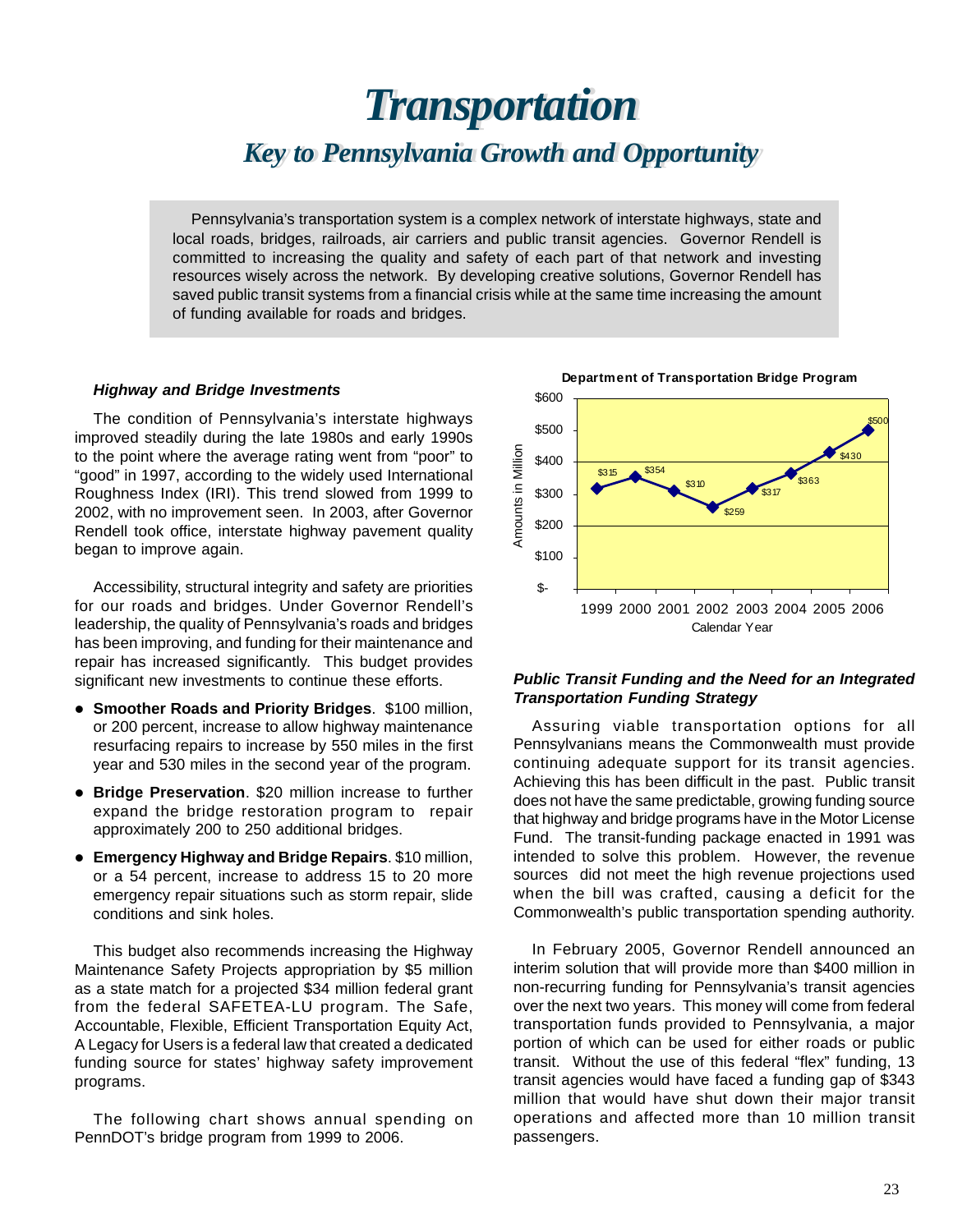# Transportation

## Key to Pennsylvania Growth and Opportunity

Pennsylvania's transportation system is a complex network of interstate highways, state and local roads, bridges, railroads, air carriers and public transit agencies. Governor Rendell is committed to increasing the quality and safety of each part of that network and investing resources wisely across the network. By developing creative solutions, Governor Rendell has saved public transit systems from a financial crisis while at the same time increasing the amount of funding available for roads and bridges.

### Highway and Bridge Investments

The condition of Pennsylvania's interstate highways improved steadily during the late 1980s and early 1990s to the point where the average rating went from "poor" to "good" in 1997, according to the widely used International Roughness Index (IRI). This trend slowed from 1999 to 2002, with no improvement seen. In 2003, after Governor Rendell took office, interstate highway pavement quality began to improve again.

Accessibility, structural integrity and safety are priorities for our roads and bridges. Under Governor Rendell's leadership, the quality of Pennsylvania's roads and bridges has been improving, and funding for their maintenance and repair has increased significantly. This budget provides significant new investments to continue these efforts.

- **Smoother Roads and Priority Bridges**. $100 million, or 200 percent, increase to allow highway maintenance resurfacing repairs to increase by 550 miles in the first year and 530 miles in the second year of the program.
- **Bridge Preservation**. $20 million increase to further expand the bridge restoration program to repair approximately 200 to 250 additional bridges.
- **Emergency Highway and Bridge Repairs**. $10 million, or a 54 percent, increase to address 15 to 20 more emergency repair situations such as storm repair, slide conditions and sink holes.

This budget also recommends increasing the Highway Maintenance Safety Projects appropriation by $5 million as a state match for a projected $34 million federal grant from the federal SAFETEA-LU program. The Safe, Accountable, Flexible, Efficient Transportation Equity Act, A Legacy for Users is a federal law that created a dedicated funding source for states' highway safety improvement programs.

The following chart shows annual spending on PennDOT's bridge program from 1999 to 2006.

**Department of Transportation Bridge Program**

| Calendar Year | Amounts in Million |
|---|---|
| 1999 | $315 |
| 2000 | $354 |
| 2001 | $310 |
| 2002 | $259 |
| 2003 | $317 |
| 2004 | $363 |
| 2005 | $430 |
| 2006 | $500 |

### Public Transit Funding and the Need for an Integrated Transportation Funding Strategy

Assuring viable transportation options for all Pennsylvanians means the Commonwealth must provide continuing adequate support for its transit agencies. Achieving this has been difficult in the past. Public transit does not have the same predictable, growing funding source that highway and bridge programs have in the Motor License Fund. The transit-funding package enacted in 1991 was intended to solve this problem. However, the revenue sources did not meet the high revenue projections used when the bill was crafted, causing a deficit for the Commonwealth's public transportation spending authority.

In February 2005, Governor Rendell announced an interim solution that will provide more than $400 million in non-recurring funding for Pennsylvania's transit agencies over the next two years. This money will come from federal transportation funds provided to Pennsylvania, a major portion of which can be used for either roads or public transit. Without the use of this federal "flex" funding, 13 transit agencies would have faced a funding gap of $343 million that would have shut down their major transit operations and affected more than 10 million transit passengers.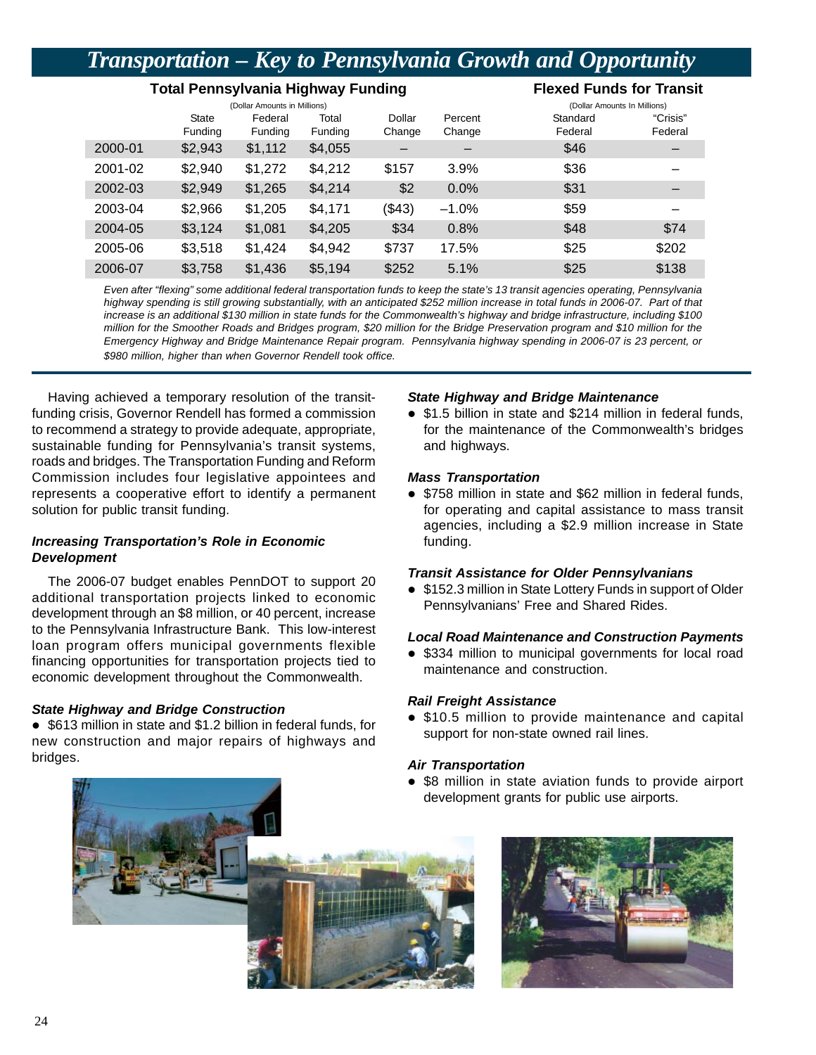# Transportation – Key to Pennsylvania Growth and Opportunity

| | Total Pennsylvania Highway Funding (Dollar Amounts in Millions) | | | | | Flexed Funds for Transit (Dollar Amounts In Millions) | |
|---|---|---|---|---|---|---|---|
| | State Funding | Federal Funding | Total Funding | Dollar Change | Percent Change | Standard Federal | "Crisis" Federal |
| 2000-01 | $2,943 | $1,112 | $4,055 | – | – | $46 | – |
| 2001-02 | $2,940 | $1,272 | $4,212 | $157 | 3.9% | $36 | – |
| 2002-03 | $2,949 | $1,265 | $4,214 | $2 | 0.0% | $31 | – |
| 2003-04 | $2,966 | $1,205 | $4,171 | ($43) | –1.0% | $59 | – |
| 2004-05 | $3,124 | $1,081 | $4,205 | $34 | 0.8% | $48 | $74 |
| 2005-06 | $3,518 | $1,424 | $4,942 | $737 | 17.5% | $25 | $202 |
| 2006-07 | $3,758 | $1,436 | $5,194 | $252 | 5.1% | $25 | $138 |

*Even after "flexing" some additional federal transportation funds to keep the state's 13 transit agencies operating, Pennsylvania highway spending is still growing substantially, with an anticipated $252 million increase in total funds in 2006-07. Part of that increase is an additional $130 million in state funds for the Commonwealth's highway and bridge infrastructure, including $100 million for the Smoother Roads and Bridges program, $20 million for the Bridge Preservation program and $10 million for the Emergency Highway and Bridge Maintenance Repair program. Pennsylvania highway spending in 2006-07 is 23 percent, or $980 million, higher than when Governor Rendell took office.*

Having achieved a temporary resolution of the transit-funding crisis, Governor Rendell has formed a commission to recommend a strategy to provide adequate, appropriate, sustainable funding for Pennsylvania's transit systems, roads and bridges. The Transportation Funding and Reform Commission includes four legislative appointees and represents a cooperative effort to identify a permanent solution for public transit funding.

### *Increasing Transportation's Role in Economic Development*

The 2006-07 budget enables PennDOT to support 20 additional transportation projects linked to economic development through an $8 million, or 40 percent, increase to the Pennsylvania Infrastructure Bank. This low-interest loan program offers municipal governments flexible financing opportunities for transportation projects tied to economic development throughout the Commonwealth.

### *State Highway and Bridge Construction*

- $613 million in state and $1.2 billion in federal funds, for new construction and major repairs of highways and bridges.

### *State Highway and Bridge Maintenance*

- $1.5 billion in state and $214 million in federal funds, for the maintenance of the Commonwealth's bridges and highways.

### *Mass Transportation*

- $758 million in state and $62 million in federal funds, for operating and capital assistance to mass transit agencies, including a $2.9 million increase in State funding.

### *Transit Assistance for Older Pennsylvanians*

- $152.3 million in State Lottery Funds in support of Older Pennsylvanians' Free and Shared Rides.

### *Local Road Maintenance and Construction Payments*

- $334 million to municipal governments for local road maintenance and construction.

### *Rail Freight Assistance*

- $10.5 million to provide maintenance and capital support for non-state owned rail lines.

### *Air Transportation*

- $8 million in state aviation funds to provide airport development grants for public use airports.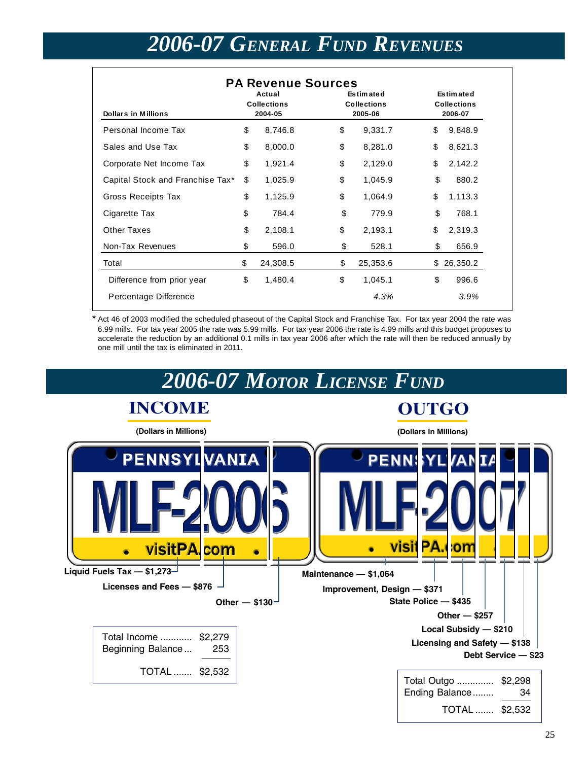# 2006-07 General Fund Revenues

**PA Revenue Sources**

| Dollars in Millions | Actual Collections 2004-05 | Estimated Collections 2005-06 | Estimated Collections 2006-07 |
|---|---|---|---|
| Personal Income Tax | $ 8,746.8 | $ 9,331.7 | $ 9,848.9 |
| Sales and Use Tax | $ 8,000.0 | $ 8,281.0 | $ 8,621.3 |
| Corporate Net Income Tax | $ 1,921.4 | $ 2,129.0 | $ 2,142.2 |
| Capital Stock and Franchise Tax* | $ 1,025.9 | $ 1,045.9 | $ 880.2 |
| Gross Receipts Tax | $ 1,125.9 | $ 1,064.9 | $ 1,113.3 |
| Cigarette Tax | $ 784.4 | $ 779.9 | $ 768.1 |
| Other Taxes | $ 2,108.1 | $ 2,193.1 | $ 2,319.3 |
| Non-Tax Revenues | $ 596.0 | $ 528.1 | $ 656.9 |
| Total | $ 24,308.5 | $ 25,353.6 | $ 26,350.2 |
| Difference from prior year | $ 1,480.4 | $ 1,045.1 | $ 996.6 |
| Percentage Difference | | *4.3%* | *3.9%* |

* Act 46 of 2003 modified the scheduled phaseout of the Capital Stock and Franchise Tax. For tax year 2004 the rate was 6.99 mills. For tax year 2005 the rate was 5.99 mills. For tax year 2006 the rate is 4.99 mills and this budget proposes to accelerate the reduction by an additional 0.1 mills in tax year 2006 after which the rate will then be reduced annually by one mill until the tax is eliminated in 2011.

# 2006-07 Motor License Fund

## INCOME

(Dollars in Millions)

- Liquid Fuels Tax — $1,273
- Licenses and Fees — $876
- Other — $130

| | |
|---|---|
| Total Income | $2,279 |
| Beginning Balance | 253 |
| TOTAL | $2,532 |

## OUTGO

(Dollars in Millions)

- Maintenance — $1,064
- Improvement, Design — $371
- State Police — $435
- Other — $257
- Local Subsidy — $210
- Licensing and Safety — $138
- Debt Service — $23

| | |
|---|---|
| Total Outgo | $2,298 |
| Ending Balance | 34 |
| TOTAL | $2,532 |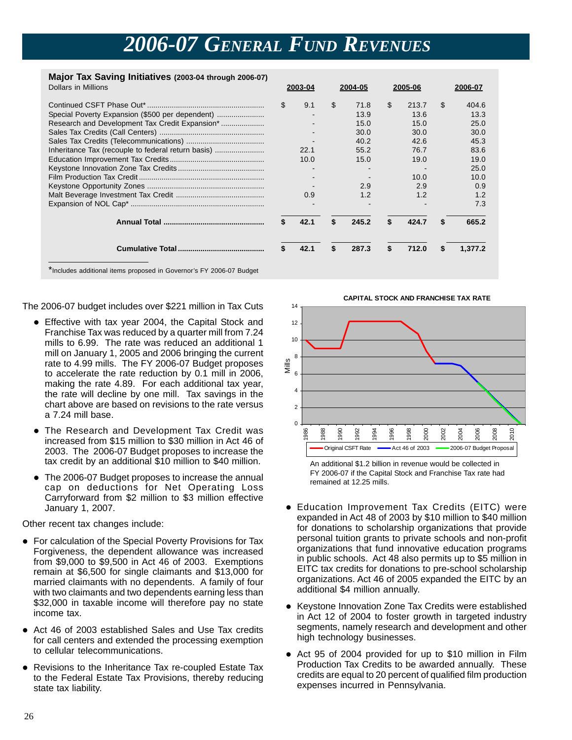# 2006-07 General Fund Revenues

**Major Tax Saving Initiatives** (2003-04 through 2006-07)

Dollars in Millions

| | 2003-04 | 2004-05 | 2005-06 | 2006-07 |
|---|---|---|---|---|
| Continued CSFT Phase Out* | $ 9.1 | $ 71.8 | $ 213.7 | $ 404.6 |
| Special Poverty Expansion ($500 per dependent) | - | 13.9 | 13.6 | 13.3 |
| Research and Development Tax Credit Expansion* | - | 15.0 | 15.0 | 25.0 |
| Sales Tax Credits (Call Centers) | - | 30.0 | 30.0 | 30.0 |
| Sales Tax Credits (Telecommunications) | - | 40.2 | 42.6 | 45.3 |
| Inheritance Tax (recouple to federal return basis) | 22.1 | 55.2 | 76.7 | 83.6 |
| Education Improvement Tax Credits | 10.0 | 15.0 | 19.0 | 19.0 |
| Keystone Innovation Zone Tax Credits | - | - | - | 25.0 |
| Film Production Tax Credit | - | - | 10.0 | 10.0 |
| Keystone Opportunity Zones | - | 2.9 | 2.9 | 0.9 |
| Malt Beverage Investment Tax Credit | 0.9 | 1.2 | 1.2 | 1.2 |
| Expansion of NOL Cap* | - | - | - | 7.3 |
| **Annual Total** | **$ 42.1** | **$ 245.2** | **$ 424.7** | **$ 665.2** |
| **Cumulative Total** | **$ 42.1** | **$ 287.3** | **$ 712.0** | **$ 1,377.2** |

*Includes additional items proposed in Governor's FY 2006-07 Budget

The 2006-07 budget includes over $221 million in Tax Cuts

- Effective with tax year 2004, the Capital Stock and Franchise Tax was reduced by a quarter mill from 7.24 mills to 6.99. The rate was reduced an additional 1 mill on January 1, 2005 and 2006 bringing the current rate to 4.99 mills. The FY 2006-07 Budget proposes to accelerate the rate reduction by 0.1 mill in 2006, making the rate 4.89. For each additional tax year, the rate will decline by one mill. Tax savings in the chart above are based on revisions to the rate versus a 7.24 mill base.
- The Research and Development Tax Credit was increased from $15 million to $30 million in Act 46 of 2003. The 2006-07 Budget proposes to increase the tax credit by an additional $10 million to $40 million.
- The 2006-07 Budget proposes to increase the annual cap on deductions for Net Operating Loss Carryforward from $2 million to $3 million effective January 1, 2007.

Other recent tax changes include:

- For calculation of the Special Poverty Provisions for Tax Forgiveness, the dependent allowance was increased from $9,000 to $9,500 in Act 46 of 2003. Exemptions remain at $6,500 for single claimants and $13,000 for married claimants with no dependents. A family of four with two claimants and two dependents earning less than $32,000 in taxable income will therefore pay no state income tax.
- Act 46 of 2003 established Sales and Use Tax credits for call centers and extended the processing exemption to cellular telecommunications.
- Revisions to the Inheritance Tax re-coupled Estate Tax to the Federal Estate Tax Provisions, thereby reducing state tax liability.

**CAPITAL STOCK AND FRANCHISE TAX RATE**

An additional $1.2 billion in revenue would be collected in FY 2006-07 if the Capital Stock and Franchise Tax rate had remained at 12.25 mills.

- Education Improvement Tax Credits (EITC) were expanded in Act 48 of 2003 by $10 million to $40 million for donations to scholarship organizations that provide personal tuition grants to private schools and non-profit organizations that fund innovative education programs in public schools. Act 48 also permits up to $5 million in EITC tax credits for donations to pre-school scholarship organizations. Act 46 of 2005 expanded the EITC by an additional $4 million annually.
- Keystone Innovation Zone Tax Credits were established in Act 12 of 2004 to foster growth in targeted industry segments, namely research and development and other high technology businesses.
- Act 95 of 2004 provided for up to $10 million in Film Production Tax Credits to be awarded annually. These credits are equal to 20 percent of qualified film production expenses incurred in Pennsylvania.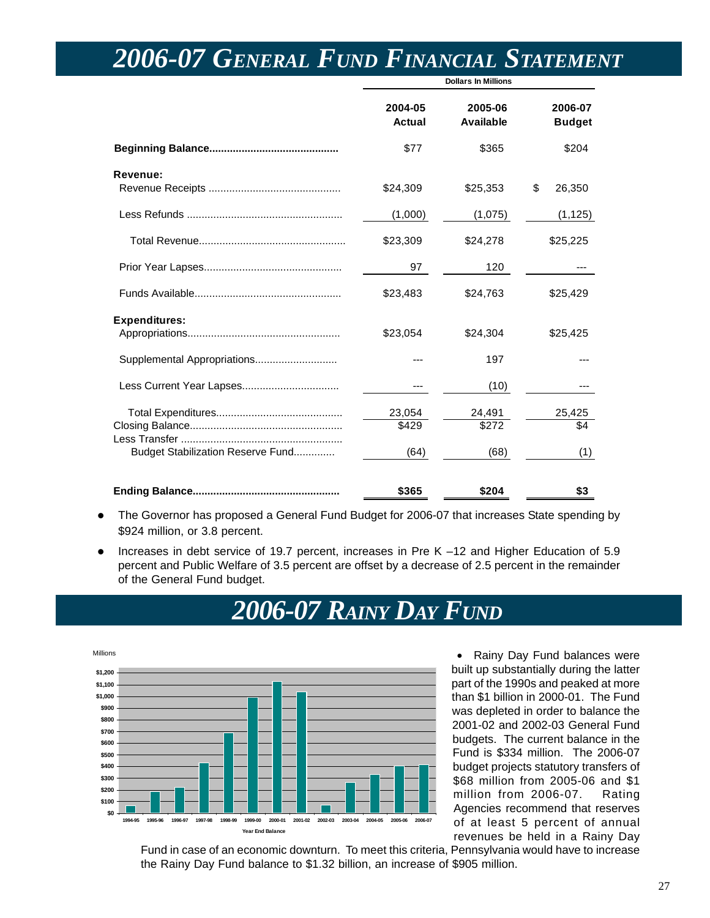# 2006-07 General Fund Financial Statement

Dollars In Millions

| | 2004-05 Actual | 2005-06 Available | 2006-07 Budget |
|---|---|---|---|
| **Beginning Balance** | $77 | $365 | $204 |
| **Revenue:** | | | |
| Revenue Receipts | $24,309 | $25,353 | $ 26,350 |
| Less Refunds | (1,000) | (1,075) | (1,125) |
| Total Revenue | $23,309 | $24,278 | $25,225 |
| Prior Year Lapses | 97 | 120 | --- |
| Funds Available | $23,483 | $24,763 | $25,429 |
| **Expenditures:** | | | |
| Appropriations | $23,054 | $24,304 | $25,425 |
| Supplemental Appropriations | --- | 197 | --- |
| Less Current Year Lapses | --- | (10) | --- |
| Total Expenditures | 23,054 | 24,491 | 25,425 |
| Closing Balance | $429 | $272 | $4 |
| Less Transfer Budget Stabilization Reserve Fund | (64) | (68) | (1) |
| **Ending Balance** | **$365** | **$204** | **$3** |

- The Governor has proposed a General Fund Budget for 2006-07 that increases State spending by $924 million, or 3.8 percent.
- Increases in debt service of 19.7 percent, increases in Pre K –12 and Higher Education of 5.9 percent and Public Welfare of 3.5 percent are offset by a decrease of 2.5 percent in the remainder of the General Fund budget.

# 2006-07 Rainy Day Fund

- Rainy Day Fund balances were built up substantially during the latter part of the 1990s and peaked at more than $1 billion in 2000-01. The Fund was depleted in order to balance the 2001-02 and 2002-03 General Fund budgets. The current balance in the Fund is $334 million. The 2006-07 budget projects statutory transfers of $68 million from 2005-06 and $1 million from 2006-07. Rating Agencies recommend that reserves of at least 5 percent of annual revenues be held in a Rainy Day Fund in case of an economic downturn. To meet this criteria, Pennsylvania would have to increase the Rainy Day Fund balance to $1.32 billion, an increase of $905 million.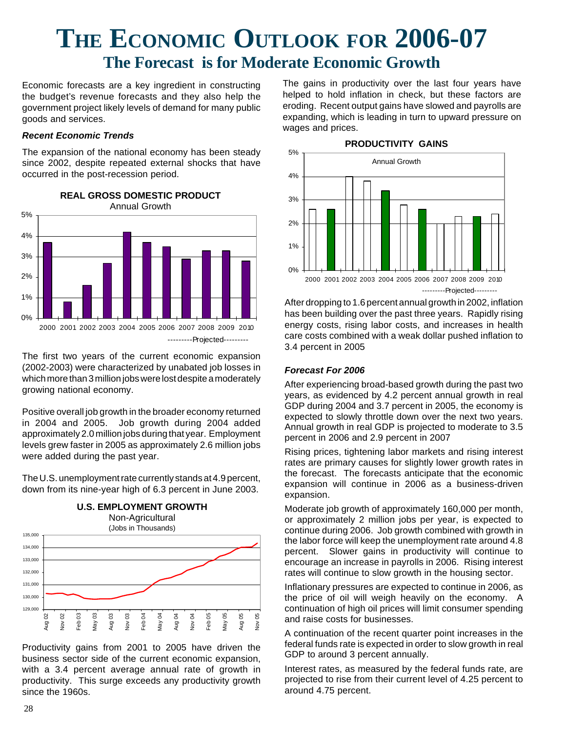# The Economic Outlook for 2006-07

## The Forecast is for Moderate Economic Growth

Economic forecasts are a key ingredient in constructing the budget's revenue forecasts and they also help the government project likely levels of demand for many public goods and services.

### *Recent Economic Trends*

The expansion of the national economy has been steady since 2002, despite repeated external shocks that have occurred in the post-recession period.

**REAL GROSS DOMESTIC PRODUCT**
Annual Growth

The first two years of the current economic expansion (2002-2003) were characterized by unabated job losses in which more than 3 million jobs were lost despite a moderately growing national economy.

Positive overall job growth in the broader economy returned in 2004 and 2005. Job growth during 2004 added approximately 2.0 million jobs during that year. Employment levels grew faster in 2005 as approximately 2.6 million jobs were added during the past year.

The U.S. unemployment rate currently stands at 4.9 percent, down from its nine-year high of 6.3 percent in June 2003.

**U.S. EMPLOYMENT GROWTH**
Non-Agricultural
(Jobs in Thousands)

Productivity gains from 2001 to 2005 have driven the business sector side of the current economic expansion, with a 3.4 percent average annual rate of growth in productivity. This surge exceeds any productivity growth since the 1960s.

The gains in productivity over the last four years have helped to hold inflation in check, but these factors are eroding. Recent output gains have slowed and payrolls are expanding, which is leading in turn to upward pressure on wages and prices.

**PRODUCTIVITY GAINS**
Annual Growth

After dropping to 1.6 percent annual growth in 2002, inflation has been building over the past three years. Rapidly rising energy costs, rising labor costs, and increases in health care costs combined with a weak dollar pushed inflation to 3.4 percent in 2005

### *Forecast For 2006*

After experiencing broad-based growth during the past two years, as evidenced by 4.2 percent annual growth in real GDP during 2004 and 3.7 percent in 2005, the economy is expected to slowly throttle down over the next two years. Annual growth in real GDP is projected to moderate to 3.5 percent in 2006 and 2.9 percent in 2007

Rising prices, tightening labor markets and rising interest rates are primary causes for slightly lower growth rates in the forecast. The forecasts anticipate that the economic expansion will continue in 2006 as a business-driven expansion.

Moderate job growth of approximately 160,000 per month, or approximately 2 million jobs per year, is expected to continue during 2006. Job growth combined with growth in the labor force will keep the unemployment rate around 4.8 percent. Slower gains in productivity will continue to encourage an increase in payrolls in 2006. Rising interest rates will continue to slow growth in the housing sector.

Inflationary pressures are expected to continue in 2006, as the price of oil will weigh heavily on the economy. A continuation of high oil prices will limit consumer spending and raise costs for businesses.

A continuation of the recent quarter point increases in the federal funds rate is expected in order to slow growth in real GDP to around 3 percent annually.

Interest rates, as measured by the federal funds rate, are projected to rise from their current level of 4.25 percent to around 4.75 percent.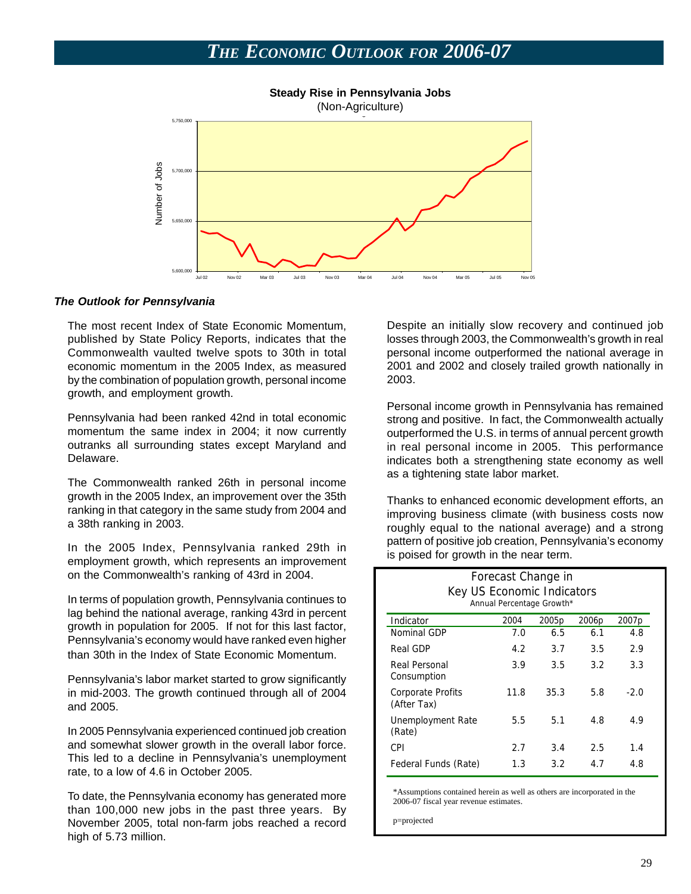# The Economic Outlook for 2006-07

**Steady Rise in Pennsylvania Jobs**
(Non-Agriculture)

### *The Outlook for Pennsylvania*

The most recent Index of State Economic Momentum, published by State Policy Reports, indicates that the Commonwealth vaulted twelve spots to 30th in total economic momentum in the 2005 Index, as measured by the combination of population growth, personal income growth, and employment growth.

Pennsylvania had been ranked 42nd in total economic momentum the same index in 2004; it now currently outranks all surrounding states except Maryland and Delaware.

The Commonwealth ranked 26th in personal income growth in the 2005 Index, an improvement over the 35th ranking in that category in the same study from 2004 and a 38th ranking in 2003.

In the 2005 Index, Pennsylvania ranked 29th in employment growth, which represents an improvement on the Commonwealth's ranking of 43rd in 2004.

In terms of population growth, Pennsylvania continues to lag behind the national average, ranking 43rd in percent growth in population for 2005. If not for this last factor, Pennsylvania's economy would have ranked even higher than 30th in the Index of State Economic Momentum.

Pennsylvania's labor market started to grow significantly in mid-2003. The growth continued through all of 2004 and 2005.

In 2005 Pennsylvania experienced continued job creation and somewhat slower growth in the overall labor force. This led to a decline in Pennsylvania's unemployment rate, to a low of 4.6 in October 2005.

To date, the Pennsylvania economy has generated more than 100,000 new jobs in the past three years. By November 2005, total non-farm jobs reached a record high of 5.73 million.

Despite an initially slow recovery and continued job losses through 2003, the Commonwealth's growth in real personal income outperformed the national average in 2001 and 2002 and closely trailed growth nationally in 2003.

Personal income growth in Pennsylvania has remained strong and positive. In fact, the Commonwealth actually outperformed the U.S. in terms of annual percent growth in real personal income in 2005. This performance indicates both a strengthening state economy as well as a tightening state labor market.

Thanks to enhanced economic development efforts, an improving business climate (with business costs now roughly equal to the national average) and a strong pattern of positive job creation, Pennsylvania's economy is poised for growth in the near term.

**Forecast Change in Key US Economic Indicators**
Annual Percentage Growth*

| Indicator | 2004 | 2005p | 2006p | 2007p |
|---|---|---|---|---|
| Nominal GDP | 7.0 | 6.5 | 6.1 | 4.8 |
| Real GDP | 4.2 | 3.7 | 3.5 | 2.9 |
| Real Personal Consumption | 3.9 | 3.5 | 3.2 | 3.3 |
| Corporate Profits (After Tax) | 11.8 | 35.3 | 5.8 | -2.0 |
| Unemployment Rate (Rate) | 5.5 | 5.1 | 4.8 | 4.9 |
| CPI | 2.7 | 3.4 | 2.5 | 1.4 |
| Federal Funds (Rate) | 1.3 | 3.2 | 4.7 | 4.8 |

*Assumptions contained herein as well as others are incorporated in the 2006-07 fiscal year revenue estimates.

p=projected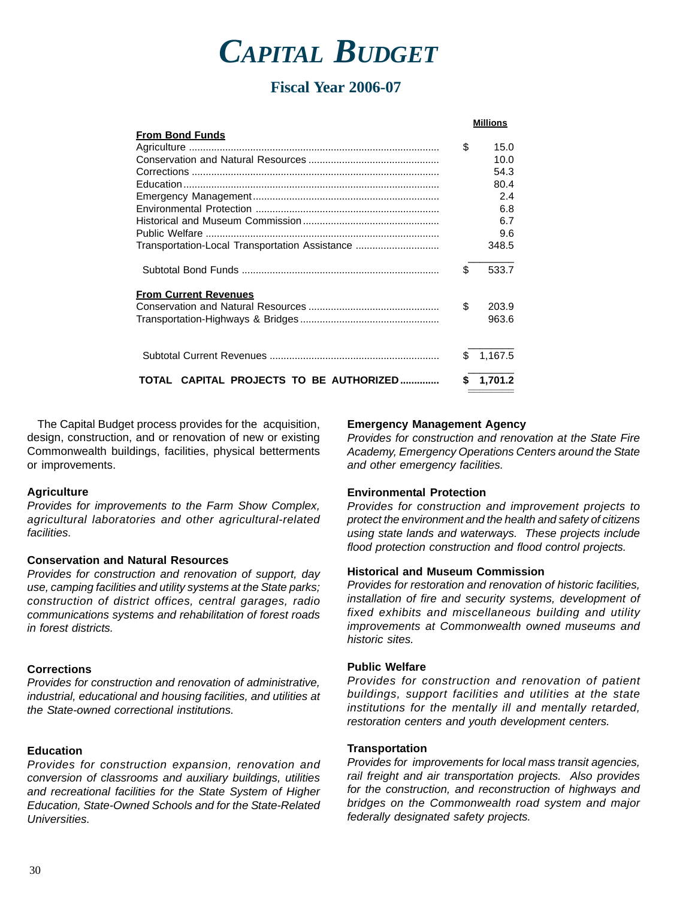# *Capital Budget*

## Fiscal Year 2006-07

| | | Millions |
|---|---|---|
| **From Bond Funds** | | |
| Agriculture | $ | 15.0 |
| Conservation and Natural Resources | | 10.0 |
| Corrections | | 54.3 |
| Education | | 80.4 |
| Emergency Management | | 2.4 |
| Environmental Protection | | 6.8 |
| Historical and Museum Commission | | 6.7 |
| Public Welfare | | 9.6 |
| Transportation-Local Transportation Assistance | | 348.5 |
| Subtotal Bond Funds | $ | 533.7 |
| **From Current Revenues** | | |
| Conservation and Natural Resources | $ | 203.9 |
| Transportation-Highways & Bridges | | 963.6 |
| Subtotal Current Revenues | $ | 1,167.5 |
| **TOTAL CAPITAL PROJECTS TO BE AUTHORIZED** | **$** | **1,701.2** |

The Capital Budget process provides for the acquisition, design, construction, and or renovation of new or existing Commonwealth buildings, facilities, physical betterments or improvements.

**Agriculture**
*Provides for improvements to the Farm Show Complex, agricultural laboratories and other agricultural-related facilities.*

**Conservation and Natural Resources**
*Provides for construction and renovation of support, day use, camping facilities and utility systems at the State parks; construction of district offices, central garages, radio communications systems and rehabilitation of forest roads in forest districts.*

**Corrections**
*Provides for construction and renovation of administrative, industrial, educational and housing facilities, and utilities at the State-owned correctional institutions.*

**Education**
*Provides for construction expansion, renovation and conversion of classrooms and auxiliary buildings, utilities and recreational facilities for the State System of Higher Education, State-Owned Schools and for the State-Related Universities.*

**Emergency Management Agency**
*Provides for construction and renovation at the State Fire Academy, Emergency Operations Centers around the State and other emergency facilities.*

**Environmental Protection**
*Provides for construction and improvement projects to protect the environment and the health and safety of citizens using state lands and waterways. These projects include flood protection construction and flood control projects.*

**Historical and Museum Commission**
*Provides for restoration and renovation of historic facilities, installation of fire and security systems, development of fixed exhibits and miscellaneous building and utility improvements at Commonwealth owned museums and historic sites.*

**Public Welfare**
*Provides for construction and renovation of patient buildings, support facilities and utilities at the state institutions for the mentally ill and mentally retarded, restoration centers and youth development centers.*

**Transportation**
*Provides for improvements for local mass transit agencies, rail freight and air transportation projects. Also provides for the construction, and reconstruction of highways and bridges on the Commonwealth road system and major federally designated safety projects.*